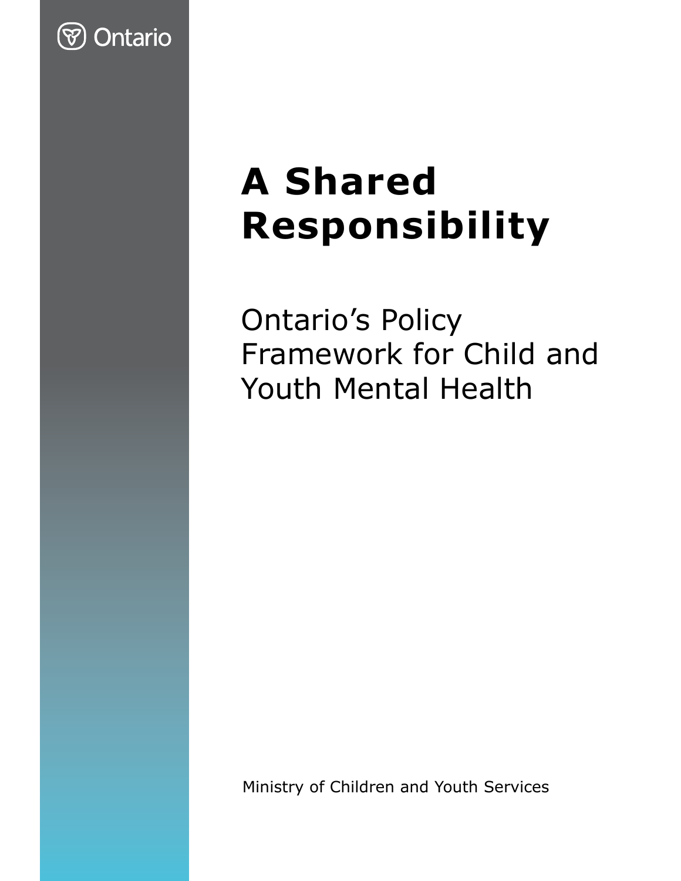Ontario

# A Shared Responsibility

## Ontario's Policy Framework for Child and Youth Mental Health

Ministry of Children and Youth Services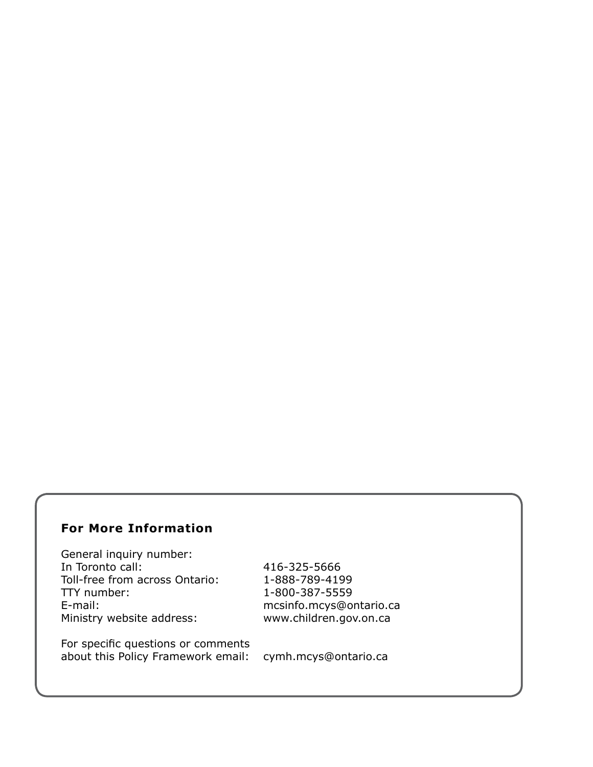### For More Information

| | |
|---|---|
| General inquiry number: | |
| In Toronto call: | 416-325-5666 |
| Toll-free from across Ontario: | 1-888-789-4199 |
| TTY number: | 1-800-387-5559 |
| E-mail: | mcsinfo.mcys@ontario.ca |
| Ministry website address: | www.children.gov.on.ca |
| For specific questions or comments about this Policy Framework email: | cymh.mcys@ontario.ca |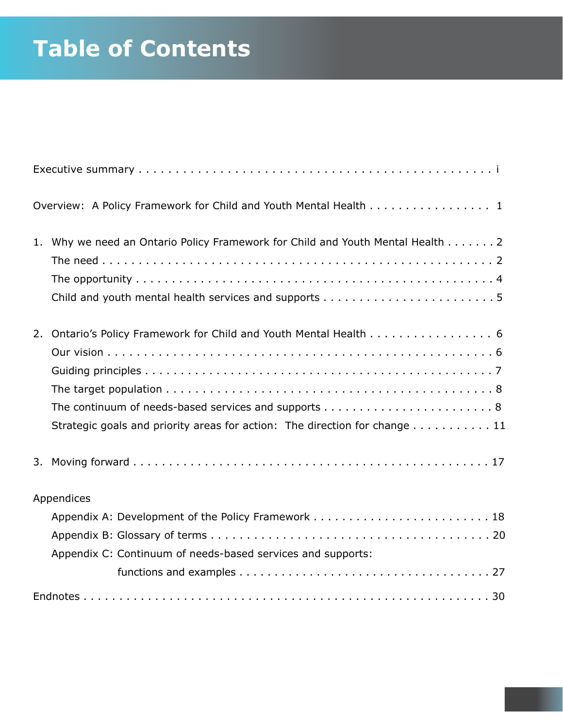# Table of Contents

Executive summary . . . . . . . . . . . . . . . . . . . . . . . . . . . . . . . . . . . . . . . . . . . . . . . . . i

Overview: A Policy Framework for Child and Youth Mental Health . . . . . . . . . . . . . . . . . 1

1. Why we need an Ontario Policy Framework for Child and Youth Mental Health . . . . . . . 2
   - The need . . . . . . . . . . . . . . . . . . . . . . . . . . . . . . . . . . . . . . . . . . . . . . . . . . . 2
   - The opportunity . . . . . . . . . . . . . . . . . . . . . . . . . . . . . . . . . . . . . . . . . . . . . . . 4
   - Child and youth mental health services and supports . . . . . . . . . . . . . . . . . . . . . . . 5

2. Ontario's Policy Framework for Child and Youth Mental Health . . . . . . . . . . . . . . . . . 6
   - Our vision . . . . . . . . . . . . . . . . . . . . . . . . . . . . . . . . . . . . . . . . . . . . . . . . . . 6
   - Guiding principles . . . . . . . . . . . . . . . . . . . . . . . . . . . . . . . . . . . . . . . . . . . . . 7
   - The target population . . . . . . . . . . . . . . . . . . . . . . . . . . . . . . . . . . . . . . . . . . . 8
   - The continuum of needs-based services and supports . . . . . . . . . . . . . . . . . . . . . . . 8
   - Strategic goals and priority areas for action: The direction for change . . . . . . . . . . . 11

3. Moving forward . . . . . . . . . . . . . . . . . . . . . . . . . . . . . . . . . . . . . . . . . . . . . . . . . 17

Appendices
- Appendix A: Development of the Policy Framework . . . . . . . . . . . . . . . . . . . . . . . . . 18
- Appendix B: Glossary of terms . . . . . . . . . . . . . . . . . . . . . . . . . . . . . . . . . . . . . . . 20
- Appendix C: Continuum of needs-based services and supports: functions and examples . . . . . . . . . . . . . . . . . . . . . . . . . . . . . . . . . . . 27

Endnotes . . . . . . . . . . . . . . . . . . . . . . . . . . . . . . . . . . . . . . . . . . . . . . . . . . . . . . 30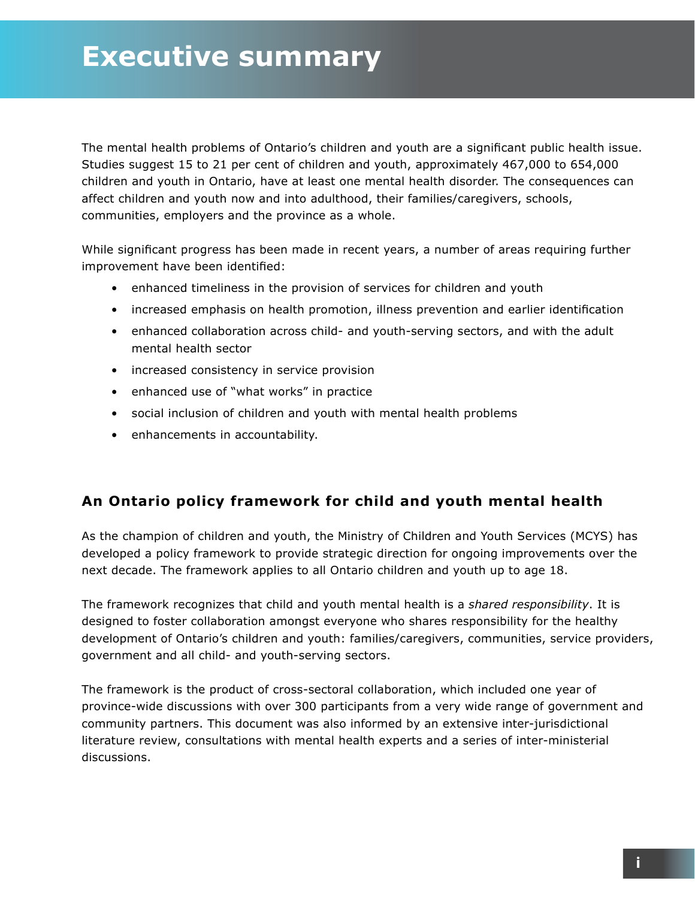# Executive summary

The mental health problems of Ontario's children and youth are a significant public health issue. Studies suggest 15 to 21 per cent of children and youth, approximately 467,000 to 654,000 children and youth in Ontario, have at least one mental health disorder. The consequences can affect children and youth now and into adulthood, their families/caregivers, schools, communities, employers and the province as a whole.

While significant progress has been made in recent years, a number of areas requiring further improvement have been identified:

- enhanced timeliness in the provision of services for children and youth
- increased emphasis on health promotion, illness prevention and earlier identification
- enhanced collaboration across child- and youth-serving sectors, and with the adult mental health sector
- increased consistency in service provision
- enhanced use of "what works" in practice
- social inclusion of children and youth with mental health problems
- enhancements in accountability.

## An Ontario policy framework for child and youth mental health

As the champion of children and youth, the Ministry of Children and Youth Services (MCYS) has developed a policy framework to provide strategic direction for ongoing improvements over the next decade. The framework applies to all Ontario children and youth up to age 18.

The framework recognizes that child and youth mental health is a *shared responsibility*. It is designed to foster collaboration amongst everyone who shares responsibility for the healthy development of Ontario's children and youth: families/caregivers, communities, service providers, government and all child- and youth-serving sectors.

The framework is the product of cross-sectoral collaboration, which included one year of province-wide discussions with over 300 participants from a very wide range of government and community partners. This document was also informed by an extensive inter-jurisdictional literature review, consultations with mental health experts and a series of inter-ministerial discussions.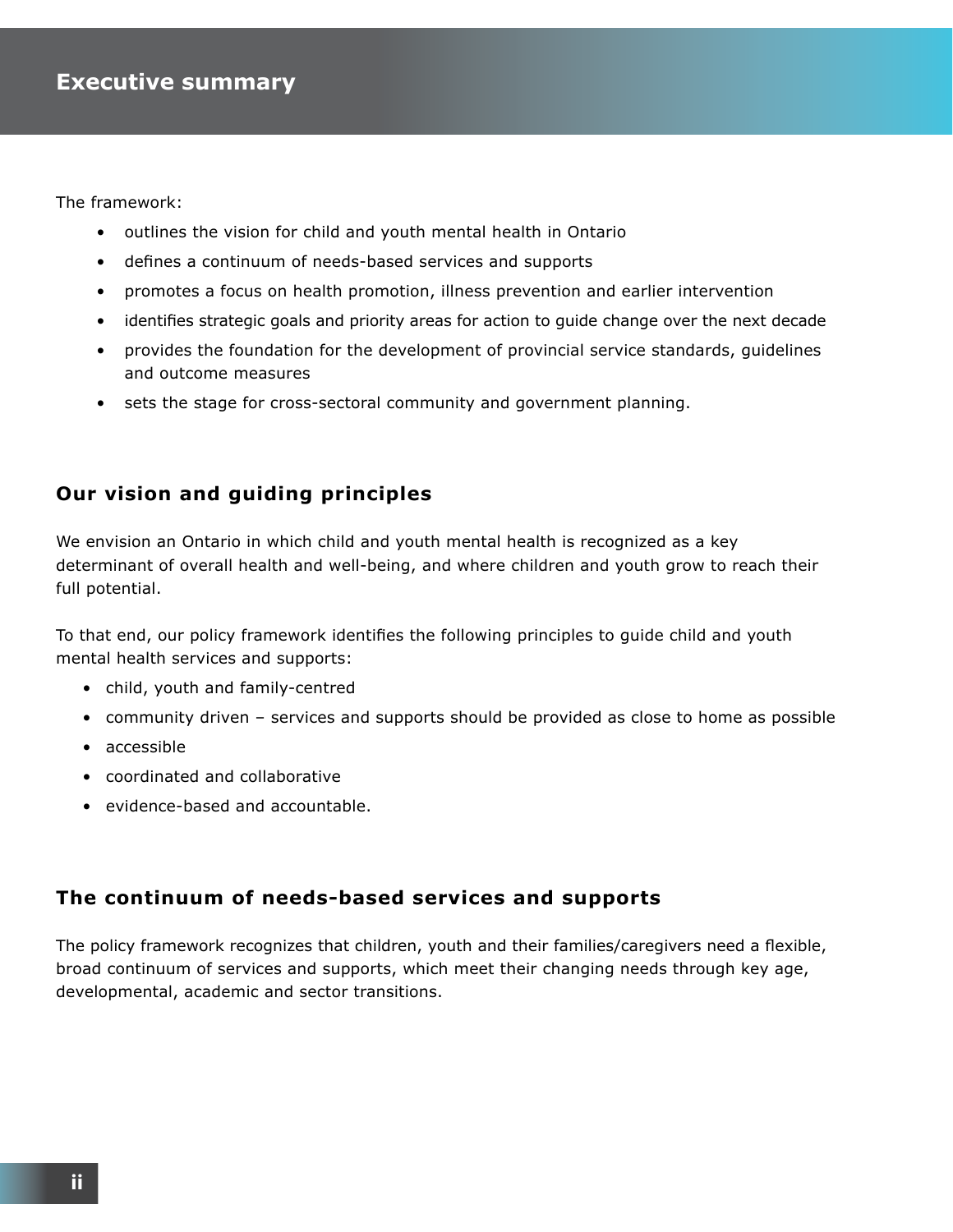# Executive summary

The framework:

- outlines the vision for child and youth mental health in Ontario
- defines a continuum of needs-based services and supports
- promotes a focus on health promotion, illness prevention and earlier intervention
- identifies strategic goals and priority areas for action to guide change over the next decade
- provides the foundation for the development of provincial service standards, guidelines and outcome measures
- sets the stage for cross-sectoral community and government planning.

## Our vision and guiding principles

We envision an Ontario in which child and youth mental health is recognized as a key determinant of overall health and well-being, and where children and youth grow to reach their full potential.

To that end, our policy framework identifies the following principles to guide child and youth mental health services and supports:

- child, youth and family-centred
- community driven – services and supports should be provided as close to home as possible
- accessible
- coordinated and collaborative
- evidence-based and accountable.

## The continuum of needs-based services and supports

The policy framework recognizes that children, youth and their families/caregivers need a flexible, broad continuum of services and supports, which meet their changing needs through key age, developmental, academic and sector transitions.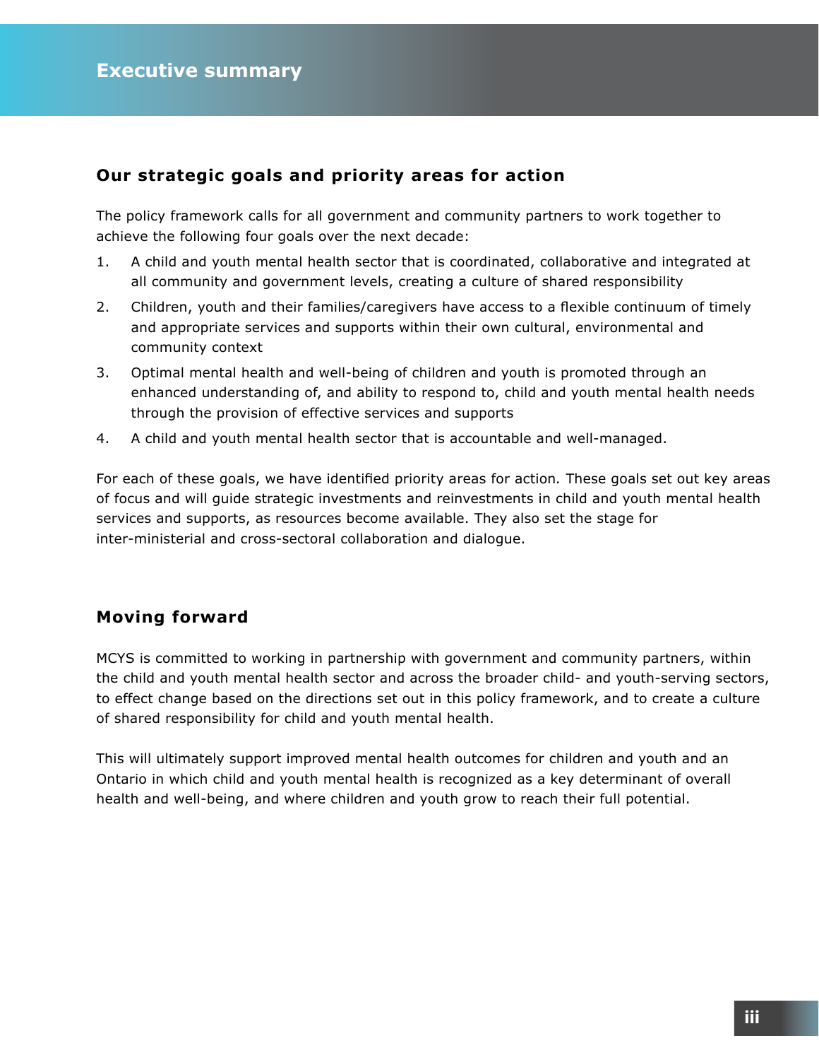# Executive summary

## Our strategic goals and priority areas for action

The policy framework calls for all government and community partners to work together to achieve the following four goals over the next decade:

1. A child and youth mental health sector that is coordinated, collaborative and integrated at all community and government levels, creating a culture of shared responsibility
2. Children, youth and their families/caregivers have access to a flexible continuum of timely and appropriate services and supports within their own cultural, environmental and community context
3. Optimal mental health and well-being of children and youth is promoted through an enhanced understanding of, and ability to respond to, child and youth mental health needs through the provision of effective services and supports
4. A child and youth mental health sector that is accountable and well-managed.

For each of these goals, we have identified priority areas for action. These goals set out key areas of focus and will guide strategic investments and reinvestments in child and youth mental health services and supports, as resources become available. They also set the stage for inter-ministerial and cross-sectoral collaboration and dialogue.

## Moving forward

MCYS is committed to working in partnership with government and community partners, within the child and youth mental health sector and across the broader child- and youth-serving sectors, to effect change based on the directions set out in this policy framework, and to create a culture of shared responsibility for child and youth mental health.

This will ultimately support improved mental health outcomes for children and youth and an Ontario in which child and youth mental health is recognized as a key determinant of overall health and well-being, and where children and youth grow to reach their full potential.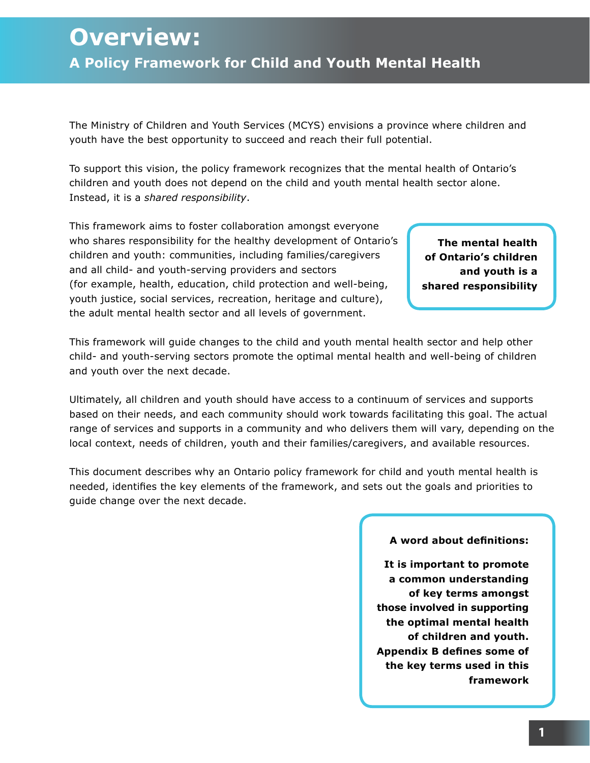# Overview:

## A Policy Framework for Child and Youth Mental Health

The Ministry of Children and Youth Services (MCYS) envisions a province where children and youth have the best opportunity to succeed and reach their full potential.

To support this vision, the policy framework recognizes that the mental health of Ontario's children and youth does not depend on the child and youth mental health sector alone. Instead, it is a *shared responsibility*.

This framework aims to foster collaboration amongst everyone who shares responsibility for the healthy development of Ontario's children and youth: communities, including families/caregivers and all child- and youth-serving providers and sectors (for example, health, education, child protection and well-being, youth justice, social services, recreation, heritage and culture), the adult mental health sector and all levels of government.

**The mental health of Ontario's children and youth is a shared responsibility**

This framework will guide changes to the child and youth mental health sector and help other child- and youth-serving sectors promote the optimal mental health and well-being of children and youth over the next decade.

Ultimately, all children and youth should have access to a continuum of services and supports based on their needs, and each community should work towards facilitating this goal. The actual range of services and supports in a community and who delivers them will vary, depending on the local context, needs of children, youth and their families/caregivers, and available resources.

This document describes why an Ontario policy framework for child and youth mental health is needed, identifies the key elements of the framework, and sets out the goals and priorities to guide change over the next decade.

**A word about definitions:**

**It is important to promote a common understanding of key terms amongst those involved in supporting the optimal mental health of children and youth. Appendix B defines some of the key terms used in this framework**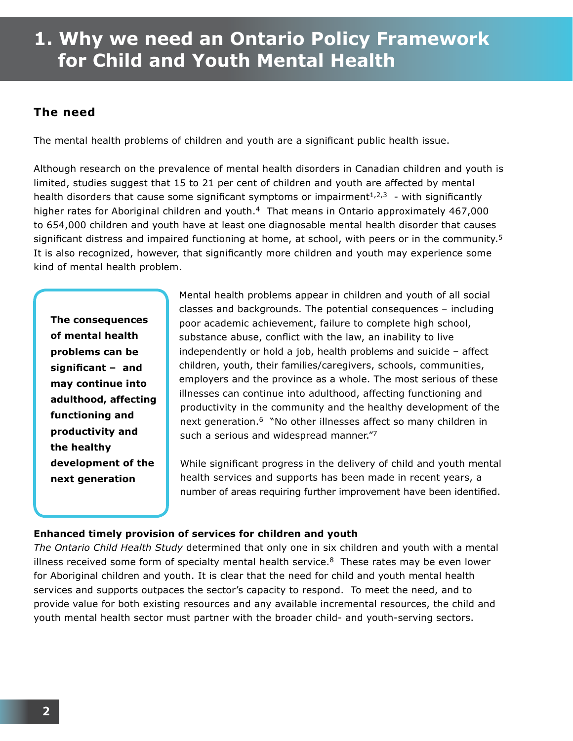# 1. Why we need an Ontario Policy Framework for Child and Youth Mental Health

## The need

The mental health problems of children and youth are a significant public health issue.

Although research on the prevalence of mental health disorders in Canadian children and youth is limited, studies suggest that 15 to 21 per cent of children and youth are affected by mental health disorders that cause some significant symptoms or impairment[1,2,3] - with significantly higher rates for Aboriginal children and youth.[4] That means in Ontario approximately 467,000 to 654,000 children and youth have at least one diagnosable mental health disorder that causes significant distress and impaired functioning at home, at school, with peers or in the community.[5] It is also recognized, however, that significantly more children and youth may experience some kind of mental health problem.

**The consequences of mental health problems can be significant – and may continue into adulthood, affecting functioning and productivity and the healthy development of the next generation**

Mental health problems appear in children and youth of all social classes and backgrounds. The potential consequences – including poor academic achievement, failure to complete high school, substance abuse, conflict with the law, an inability to live independently or hold a job, health problems and suicide – affect children, youth, their families/caregivers, schools, communities, employers and the province as a whole. The most serious of these illnesses can continue into adulthood, affecting functioning and productivity in the community and the healthy development of the next generation.[6] "No other illnesses affect so many children in such a serious and widespread manner."[7]

While significant progress in the delivery of child and youth mental health services and supports has been made in recent years, a number of areas requiring further improvement have been identified.

**Enhanced timely provision of services for children and youth**

*The Ontario Child Health Study* determined that only one in six children and youth with a mental illness received some form of specialty mental health service.[8] These rates may be even lower for Aboriginal children and youth. It is clear that the need for child and youth mental health services and supports outpaces the sector's capacity to respond. To meet the need, and to provide value for both existing resources and any available incremental resources, the child and youth mental health sector must partner with the broader child- and youth-serving sectors.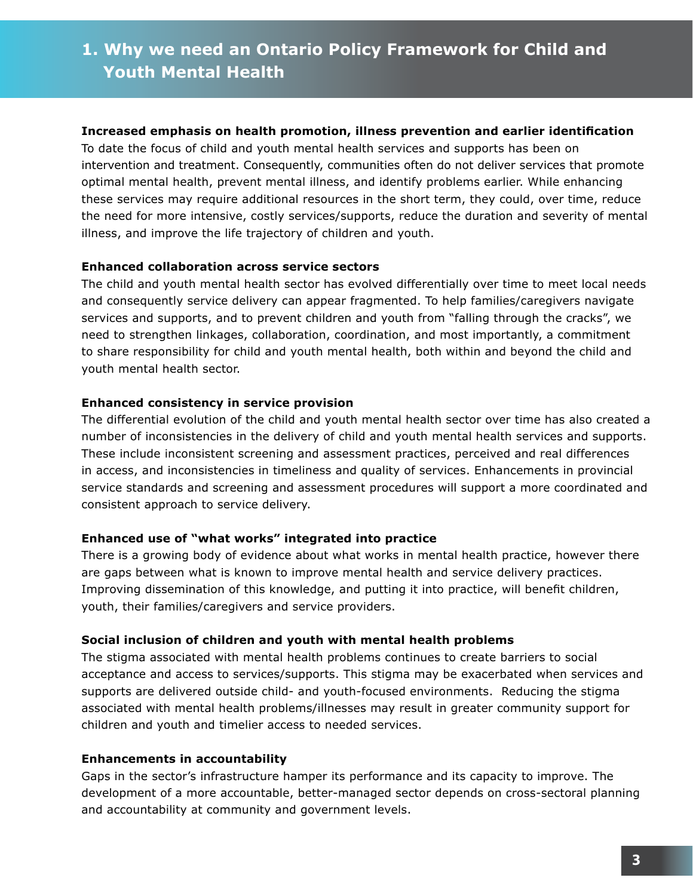# 1. Why we need an Ontario Policy Framework for Child and Youth Mental Health

**Increased emphasis on health promotion, illness prevention and earlier identification**

To date the focus of child and youth mental health services and supports has been on intervention and treatment. Consequently, communities often do not deliver services that promote optimal mental health, prevent mental illness, and identify problems earlier. While enhancing these services may require additional resources in the short term, they could, over time, reduce the need for more intensive, costly services/supports, reduce the duration and severity of mental illness, and improve the life trajectory of children and youth.

**Enhanced collaboration across service sectors**

The child and youth mental health sector has evolved differentially over time to meet local needs and consequently service delivery can appear fragmented. To help families/caregivers navigate services and supports, and to prevent children and youth from "falling through the cracks", we need to strengthen linkages, collaboration, coordination, and most importantly, a commitment to share responsibility for child and youth mental health, both within and beyond the child and youth mental health sector.

**Enhanced consistency in service provision**

The differential evolution of the child and youth mental health sector over time has also created a number of inconsistencies in the delivery of child and youth mental health services and supports. These include inconsistent screening and assessment practices, perceived and real differences in access, and inconsistencies in timeliness and quality of services. Enhancements in provincial service standards and screening and assessment procedures will support a more coordinated and consistent approach to service delivery.

**Enhanced use of "what works" integrated into practice**

There is a growing body of evidence about what works in mental health practice, however there are gaps between what is known to improve mental health and service delivery practices. Improving dissemination of this knowledge, and putting it into practice, will benefit children, youth, their families/caregivers and service providers.

**Social inclusion of children and youth with mental health problems**

The stigma associated with mental health problems continues to create barriers to social acceptance and access to services/supports. This stigma may be exacerbated when services and supports are delivered outside child- and youth-focused environments. Reducing the stigma associated with mental health problems/illnesses may result in greater community support for children and youth and timelier access to needed services.

**Enhancements in accountability**

Gaps in the sector's infrastructure hamper its performance and its capacity to improve. The development of a more accountable, better-managed sector depends on cross-sectoral planning and accountability at community and government levels.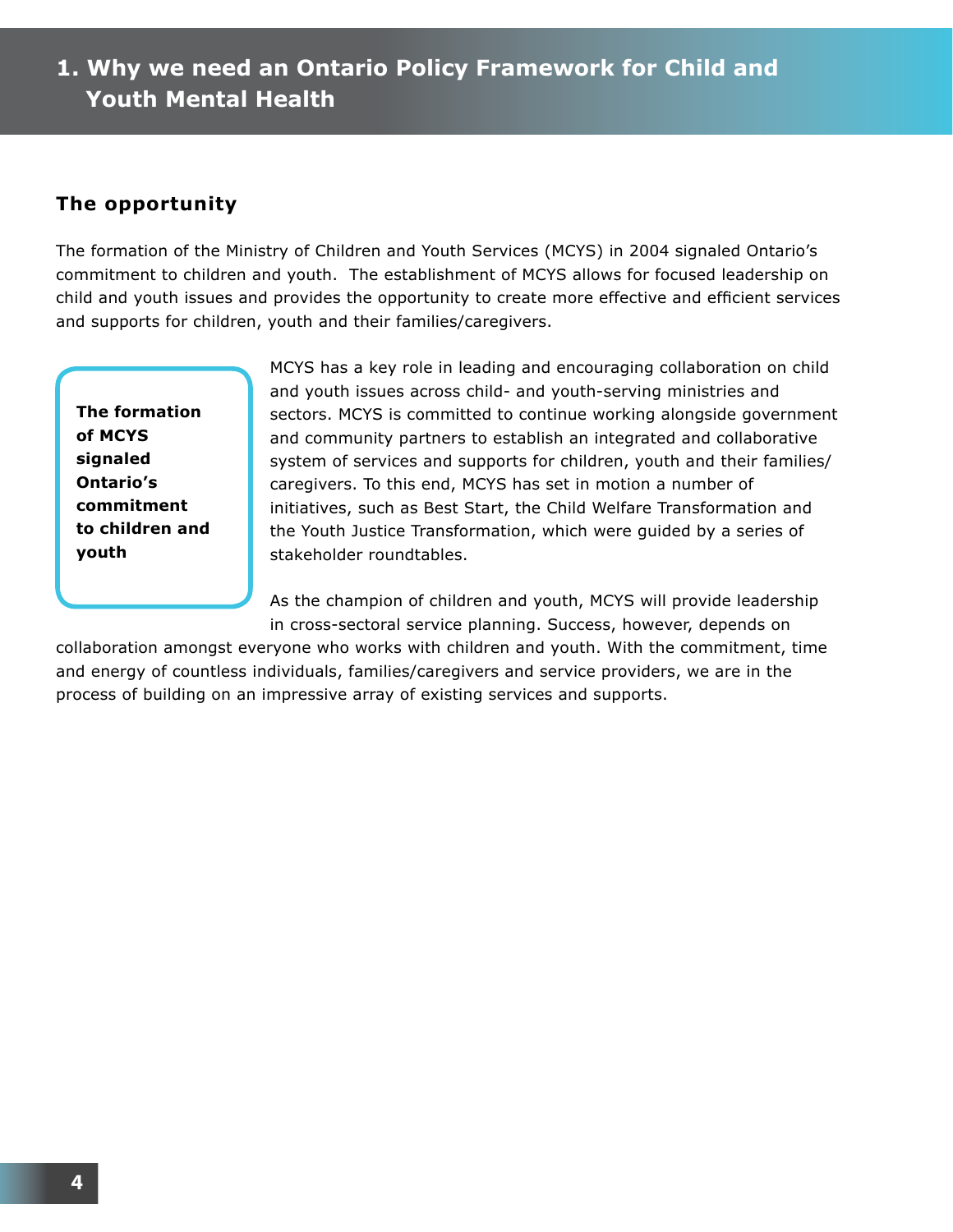# 1. Why we need an Ontario Policy Framework for Child and Youth Mental Health

## The opportunity

The formation of the Ministry of Children and Youth Services (MCYS) in 2004 signaled Ontario's commitment to children and youth. The establishment of MCYS allows for focused leadership on child and youth issues and provides the opportunity to create more effective and efficient services and supports for children, youth and their families/caregivers.

**The formation of MCYS signaled Ontario's commitment to children and youth**

MCYS has a key role in leading and encouraging collaboration on child and youth issues across child- and youth-serving ministries and sectors. MCYS is committed to continue working alongside government and community partners to establish an integrated and collaborative system of services and supports for children, youth and their families/ caregivers. To this end, MCYS has set in motion a number of initiatives, such as Best Start, the Child Welfare Transformation and the Youth Justice Transformation, which were guided by a series of stakeholder roundtables.

As the champion of children and youth, MCYS will provide leadership in cross-sectoral service planning. Success, however, depends on collaboration amongst everyone who works with children and youth. With the commitment, time and energy of countless individuals, families/caregivers and service providers, we are in the process of building on an impressive array of existing services and supports.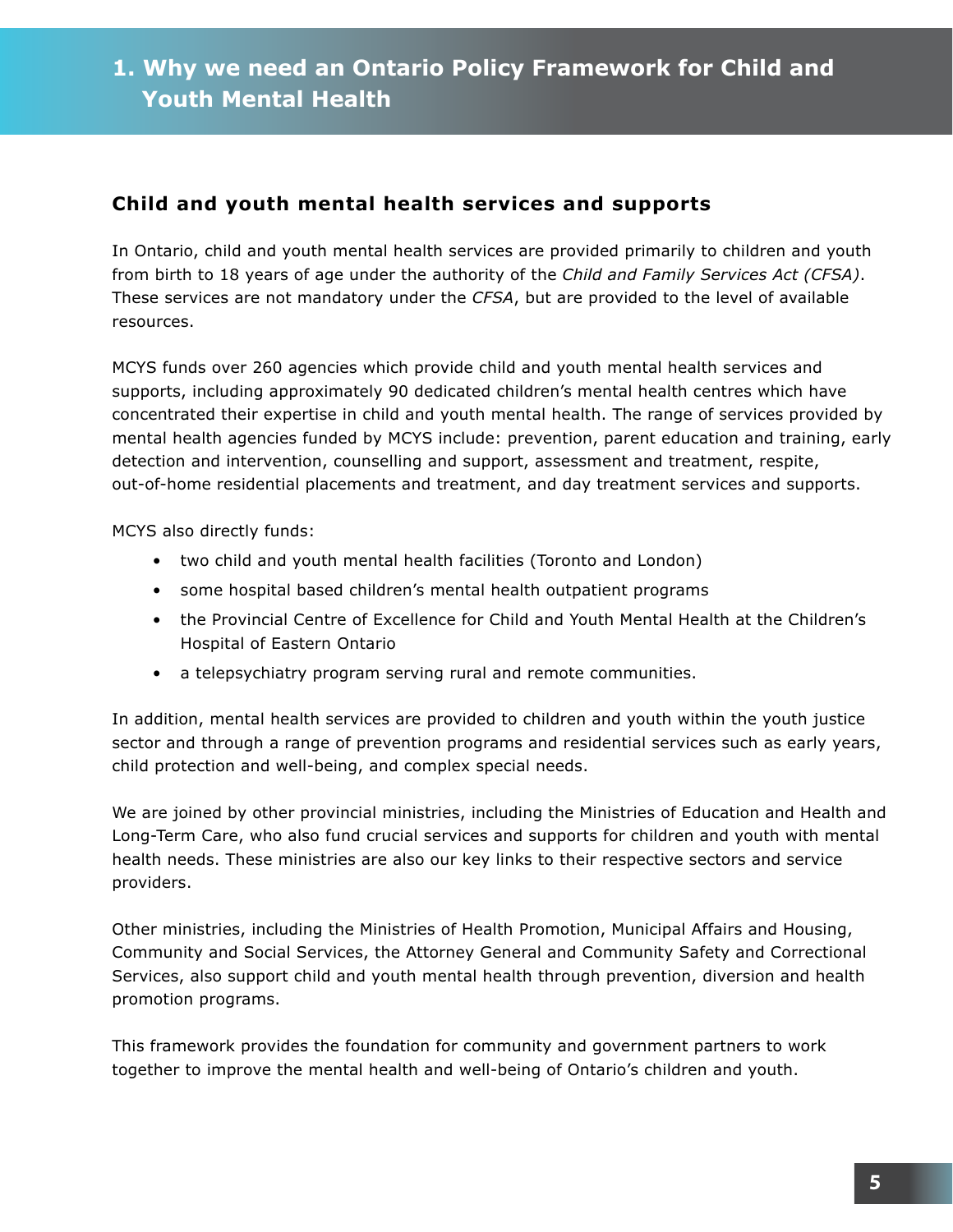# 1. Why we need an Ontario Policy Framework for Child and Youth Mental Health

## Child and youth mental health services and supports

In Ontario, child and youth mental health services are provided primarily to children and youth from birth to 18 years of age under the authority of the *Child and Family Services Act (CFSA)*. These services are not mandatory under the *CFSA*, but are provided to the level of available resources.

MCYS funds over 260 agencies which provide child and youth mental health services and supports, including approximately 90 dedicated children's mental health centres which have concentrated their expertise in child and youth mental health. The range of services provided by mental health agencies funded by MCYS include: prevention, parent education and training, early detection and intervention, counselling and support, assessment and treatment, respite, out-of-home residential placements and treatment, and day treatment services and supports.

MCYS also directly funds:

- two child and youth mental health facilities (Toronto and London)
- some hospital based children's mental health outpatient programs
- the Provincial Centre of Excellence for Child and Youth Mental Health at the Children's Hospital of Eastern Ontario
- a telepsychiatry program serving rural and remote communities.

In addition, mental health services are provided to children and youth within the youth justice sector and through a range of prevention programs and residential services such as early years, child protection and well-being, and complex special needs.

We are joined by other provincial ministries, including the Ministries of Education and Health and Long-Term Care, who also fund crucial services and supports for children and youth with mental health needs. These ministries are also our key links to their respective sectors and service providers.

Other ministries, including the Ministries of Health Promotion, Municipal Affairs and Housing, Community and Social Services, the Attorney General and Community Safety and Correctional Services, also support child and youth mental health through prevention, diversion and health promotion programs.

This framework provides the foundation for community and government partners to work together to improve the mental health and well-being of Ontario's children and youth.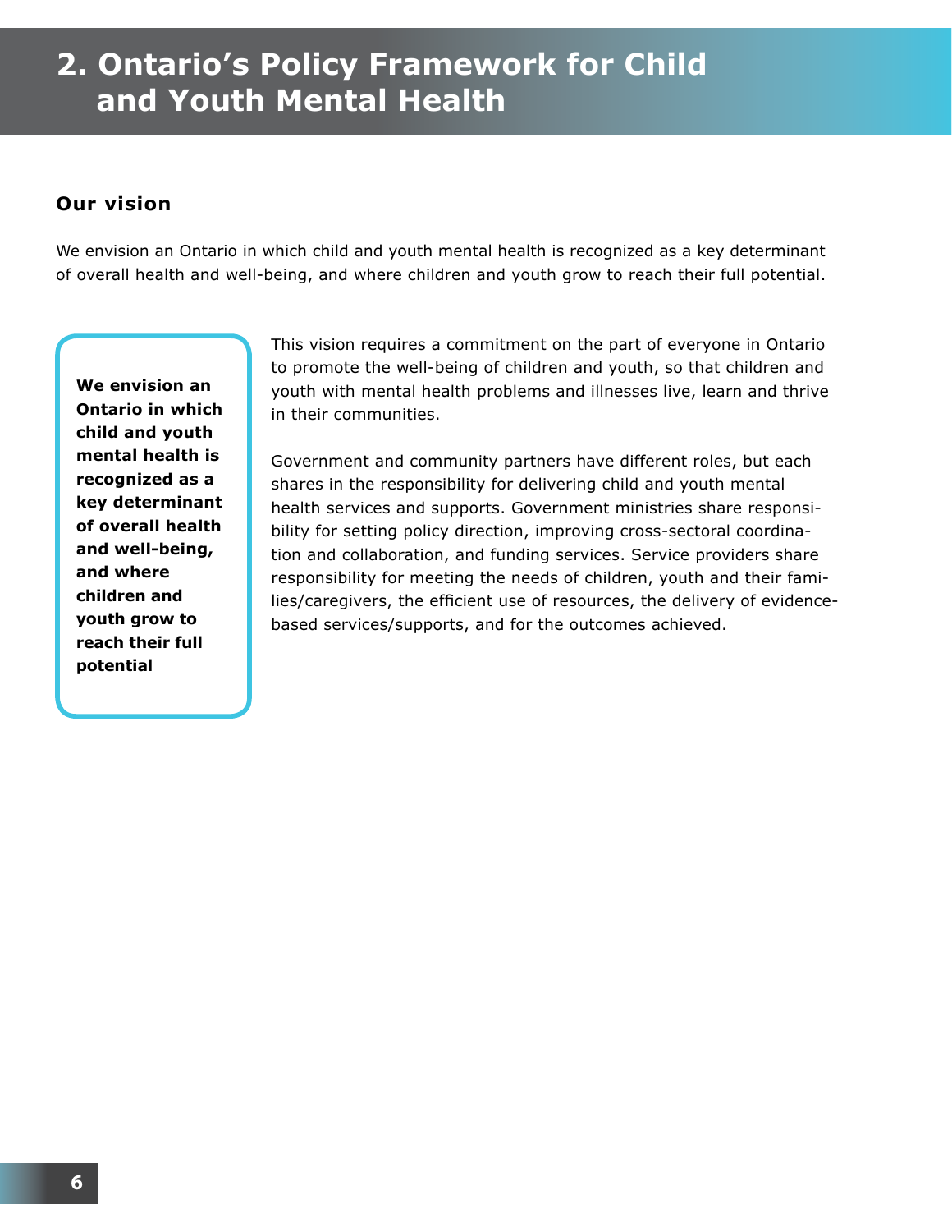# 2. Ontario's Policy Framework for Child and Youth Mental Health

## Our vision

We envision an Ontario in which child and youth mental health is recognized as a key determinant of overall health and well-being, and where children and youth grow to reach their full potential.

**We envision an Ontario in which child and youth mental health is recognized as a key determinant of overall health and well-being, and where children and youth grow to reach their full potential**

This vision requires a commitment on the part of everyone in Ontario to promote the well-being of children and youth, so that children and youth with mental health problems and illnesses live, learn and thrive in their communities.

Government and community partners have different roles, but each shares in the responsibility for delivering child and youth mental health services and supports. Government ministries share responsibility for setting policy direction, improving cross-sectoral coordination and collaboration, and funding services. Service providers share responsibility for meeting the needs of children, youth and their families/caregivers, the efficient use of resources, the delivery of evidence-based services/supports, and for the outcomes achieved.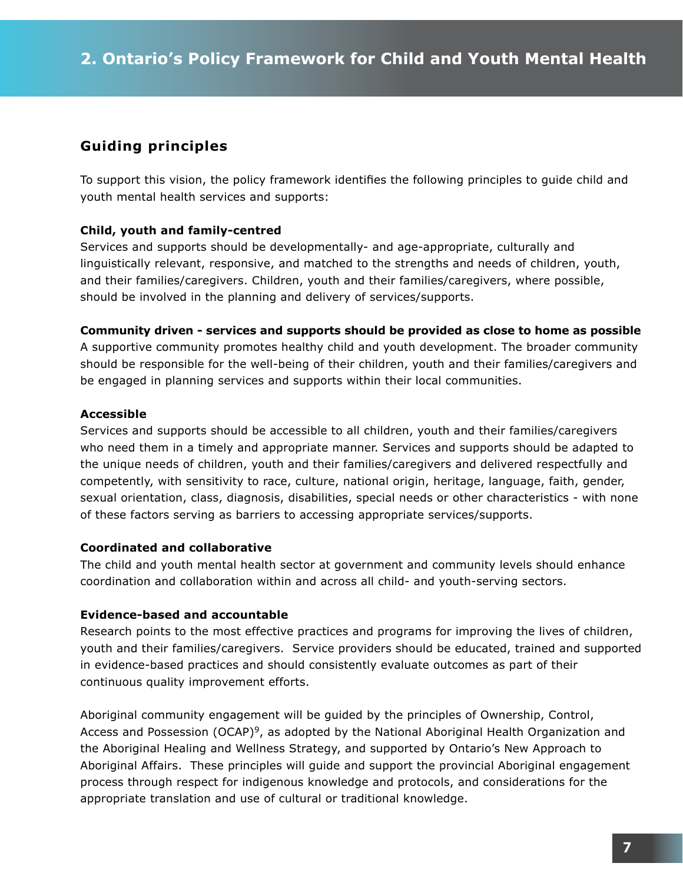# 2. Ontario's Policy Framework for Child and Youth Mental Health

## Guiding principles

To support this vision, the policy framework identifies the following principles to guide child and youth mental health services and supports:

**Child, youth and family-centred**
Services and supports should be developmentally- and age-appropriate, culturally and linguistically relevant, responsive, and matched to the strengths and needs of children, youth, and their families/caregivers. Children, youth and their families/caregivers, where possible, should be involved in the planning and delivery of services/supports.

**Community driven - services and supports should be provided as close to home as possible**
A supportive community promotes healthy child and youth development. The broader community should be responsible for the well-being of their children, youth and their families/caregivers and be engaged in planning services and supports within their local communities.

**Accessible**
Services and supports should be accessible to all children, youth and their families/caregivers who need them in a timely and appropriate manner. Services and supports should be adapted to the unique needs of children, youth and their families/caregivers and delivered respectfully and competently, with sensitivity to race, culture, national origin, heritage, language, faith, gender, sexual orientation, class, diagnosis, disabilities, special needs or other characteristics - with none of these factors serving as barriers to accessing appropriate services/supports.

**Coordinated and collaborative**
The child and youth mental health sector at government and community levels should enhance coordination and collaboration within and across all child- and youth-serving sectors.

**Evidence-based and accountable**
Research points to the most effective practices and programs for improving the lives of children, youth and their families/caregivers. Service providers should be educated, trained and supported in evidence-based practices and should consistently evaluate outcomes as part of their continuous quality improvement efforts.

Aboriginal community engagement will be guided by the principles of Ownership, Control, Access and Possession (OCAP)[9], as adopted by the National Aboriginal Health Organization and the Aboriginal Healing and Wellness Strategy, and supported by Ontario's New Approach to Aboriginal Affairs. These principles will guide and support the provincial Aboriginal engagement process through respect for indigenous knowledge and protocols, and considerations for the appropriate translation and use of cultural or traditional knowledge.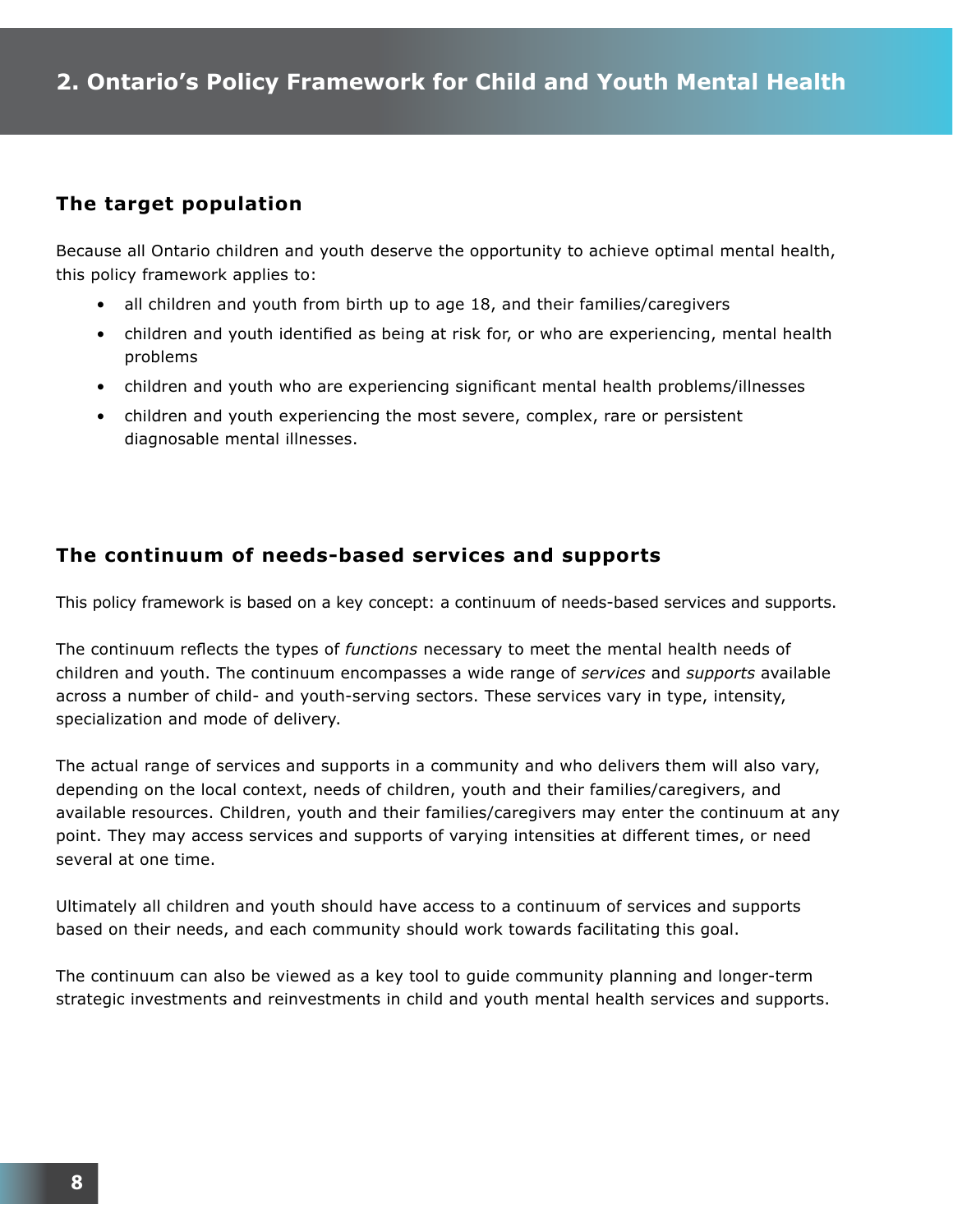## 2. Ontario's Policy Framework for Child and Youth Mental Health

### The target population

Because all Ontario children and youth deserve the opportunity to achieve optimal mental health, this policy framework applies to:

- all children and youth from birth up to age 18, and their families/caregivers
- children and youth identified as being at risk for, or who are experiencing, mental health problems
- children and youth who are experiencing significant mental health problems/illnesses
- children and youth experiencing the most severe, complex, rare or persistent diagnosable mental illnesses.

### The continuum of needs-based services and supports

This policy framework is based on a key concept: a continuum of needs-based services and supports.

The continuum reflects the types of *functions* necessary to meet the mental health needs of children and youth. The continuum encompasses a wide range of *services* and *supports* available across a number of child- and youth-serving sectors. These services vary in type, intensity, specialization and mode of delivery.

The actual range of services and supports in a community and who delivers them will also vary, depending on the local context, needs of children, youth and their families/caregivers, and available resources. Children, youth and their families/caregivers may enter the continuum at any point. They may access services and supports of varying intensities at different times, or need several at one time.

Ultimately all children and youth should have access to a continuum of services and supports based on their needs, and each community should work towards facilitating this goal.

The continuum can also be viewed as a key tool to guide community planning and longer-term strategic investments and reinvestments in child and youth mental health services and supports.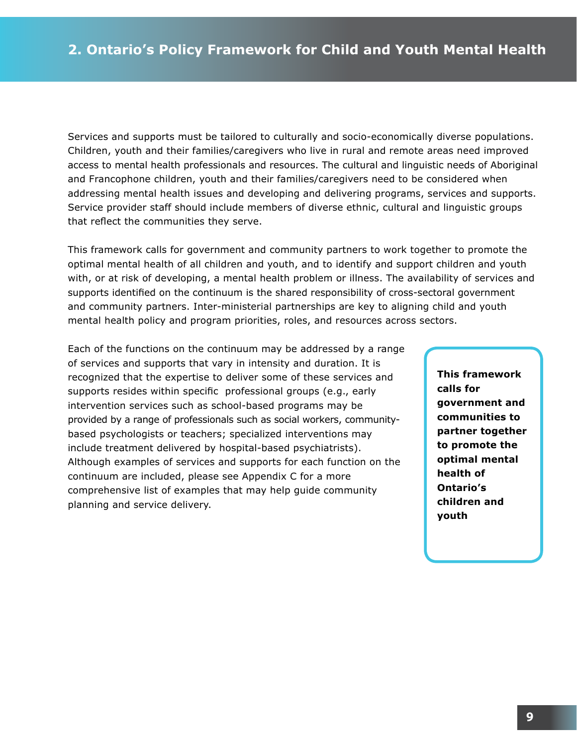Services and supports must be tailored to culturally and socio-economically diverse populations. Children, youth and their families/caregivers who live in rural and remote areas need improved access to mental health professionals and resources. The cultural and linguistic needs of Aboriginal and Francophone children, youth and their families/caregivers need to be considered when addressing mental health issues and developing and delivering programs, services and supports. Service provider staff should include members of diverse ethnic, cultural and linguistic groups that reflect the communities they serve.

This framework calls for government and community partners to work together to promote the optimal mental health of all children and youth, and to identify and support children and youth with, or at risk of developing, a mental health problem or illness. The availability of services and supports identified on the continuum is the shared responsibility of cross-sectoral government and community partners. Inter-ministerial partnerships are key to aligning child and youth mental health policy and program priorities, roles, and resources across sectors.

Each of the functions on the continuum may be addressed by a range of services and supports that vary in intensity and duration. It is recognized that the expertise to deliver some of these services and supports resides within specific professional groups (e.g., early intervention services such as school-based programs may be provided by a range of professionals such as social workers, community-based psychologists or teachers; specialized interventions may include treatment delivered by hospital-based psychiatrists). Although examples of services and supports for each function on the continuum are included, please see Appendix C for a more comprehensive list of examples that may help guide community planning and service delivery.

**This framework calls for government and communities to partner together to promote the optimal mental health of Ontario's children and youth**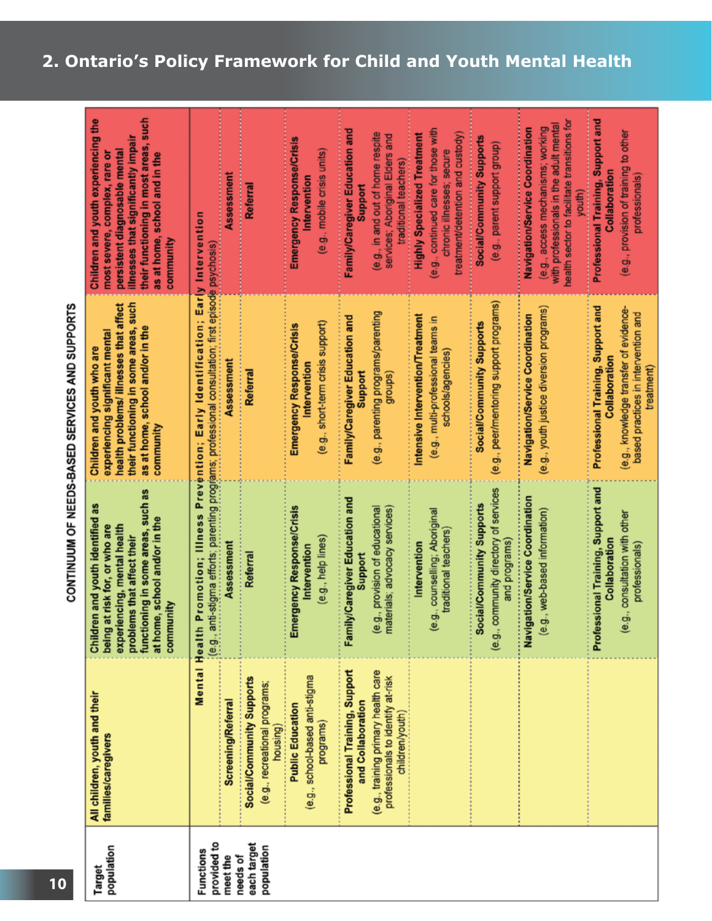## 2. Ontario's Policy Framework for Child and Youth Mental Health

**CONTINUUM OF NEEDS-BASED SERVICES AND SUPPORTS**

| Target population | All children, youth and their families/caregivers | Children and youth identified as being at risk for, or who are experiencing, mental health problems that affect their functioning in some areas, such as at home, school and/or in the community | Children and youth who are experiencing significant mental health problems/ illnesses that affect their functioning in some areas, such as at home, school and/or in the community | Children and youth experiencing the most severe, complex, rare or persistent diagnosable mental illnesses that significantly impair their functioning in most areas, such as at home, school and in the community |
|---|---|---|---|---|
| Functions provided to meet the needs of each target population | **Mental Health Promotion; Illness Prevention; Early Identification; Early Intervention** (e.g., anti-stigma efforts; parenting programs; professional consultation; first episode psychosis) | | | |
| | **Screening/Referral** | **Assessment** | **Assessment** | **Assessment** |
| | **Social/Community Supports** (e.g., recreational programs; housing) | **Referral** | **Referral** | **Referral** |
| | **Public Education** (e.g., school-based anti-stigma programs) | **Emergency Response/Crisis Intervention** (e.g., help lines) | **Emergency Response/Crisis Intervention** (e.g., short-term crisis support) | **Emergency Response/Crisis Intervention** (e.g., mobile crisis units) |
| | **Professional Training, Support and Collaboration** (e.g., training primary health care professionals to identify at-risk children/youth) | **Family/Caregiver Education and Support** (e.g., provision of educational materials; advocacy services) | **Family/Caregiver Education and Support** (e.g., parenting programs/parenting groups) | **Family/Caregiver Education and Support** (e.g., in and out of home respite services; Aboriginal Elders and traditional teachers) |
| | | **Intervention** (e.g., counselling; Aboriginal traditional teachers) | **Intensive Intervention/Treatment** (e.g., multi-professional teams in schools/agencies) | **Highly Specialized Treatment** (e.g., continued care for those with chronic illnesses; secure treatment/detention and custody) |
| | | **Social/Community Supports** (e.g., community directory of services and programs) | **Social/Community Supports** (e.g., peer/mentoring support programs) | **Social/Community Supports** (e.g., parent support group) |
| | | **Navigation/Service Coordination** (e.g., web-based information) | **Navigation/Service Coordination** (e.g., youth justice diversion programs) | **Navigation/Service Coordination** (e.g., access mechanisms; working with professionals in the adult mental health sector to facilitate transitions for youth) |
| | | **Professional Training, Support and Collaboration** (e.g., consultation with other professionals) | **Professional Training, Support and Collaboration** (e.g., knowledge transfer of evidence-based practices in intervention and treatment) | **Professional Training, Support and Collaboration** (e.g., provision of training to other professionals) |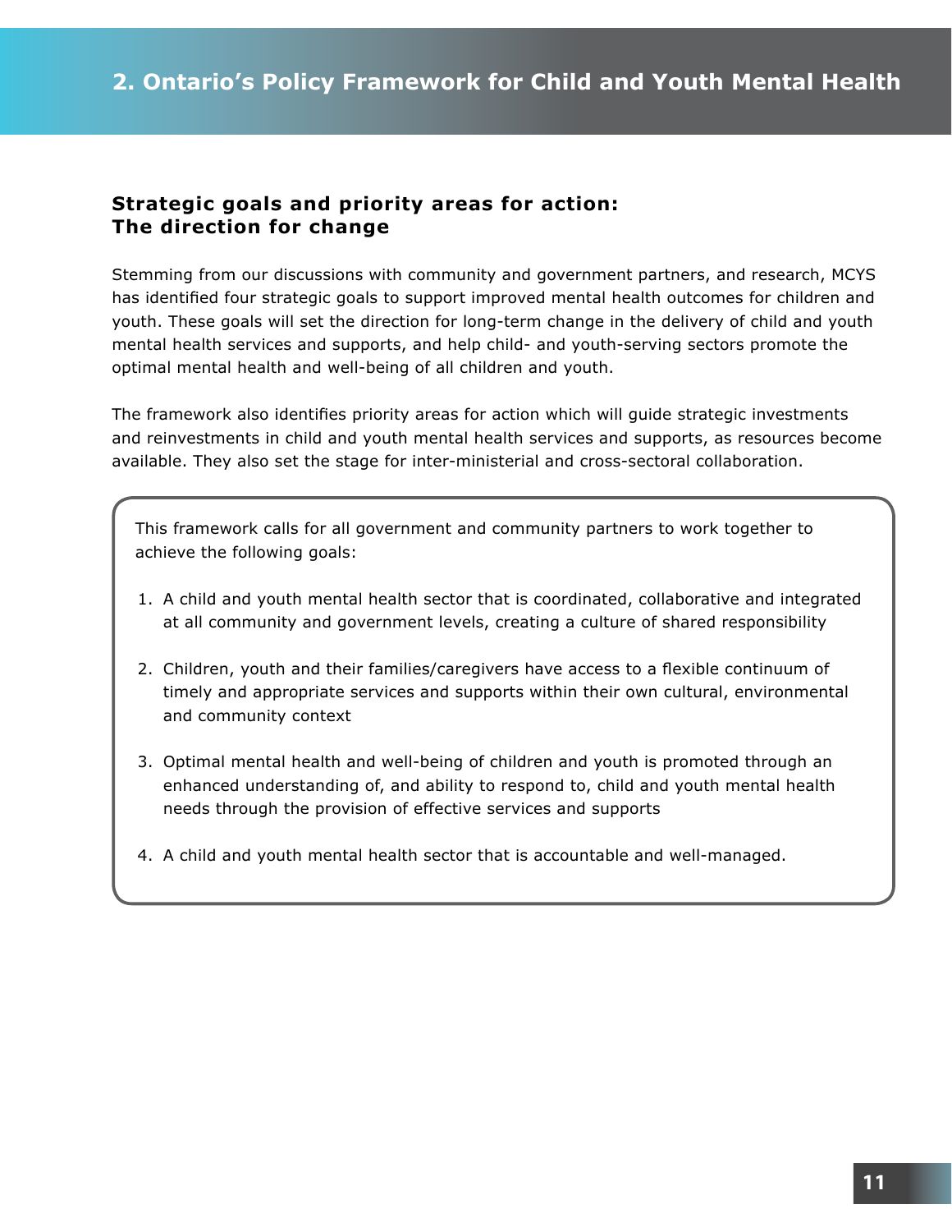## Strategic goals and priority areas for action: The direction for change

Stemming from our discussions with community and government partners, and research, MCYS has identified four strategic goals to support improved mental health outcomes for children and youth. These goals will set the direction for long-term change in the delivery of child and youth mental health services and supports, and help child- and youth-serving sectors promote the optimal mental health and well-being of all children and youth.

The framework also identifies priority areas for action which will guide strategic investments and reinvestments in child and youth mental health services and supports, as resources become available. They also set the stage for inter-ministerial and cross-sectoral collaboration.

This framework calls for all government and community partners to work together to achieve the following goals:

1. A child and youth mental health sector that is coordinated, collaborative and integrated at all community and government levels, creating a culture of shared responsibility
2. Children, youth and their families/caregivers have access to a flexible continuum of timely and appropriate services and supports within their own cultural, environmental and community context
3. Optimal mental health and well-being of children and youth is promoted through an enhanced understanding of, and ability to respond to, child and youth mental health needs through the provision of effective services and supports
4. A child and youth mental health sector that is accountable and well-managed.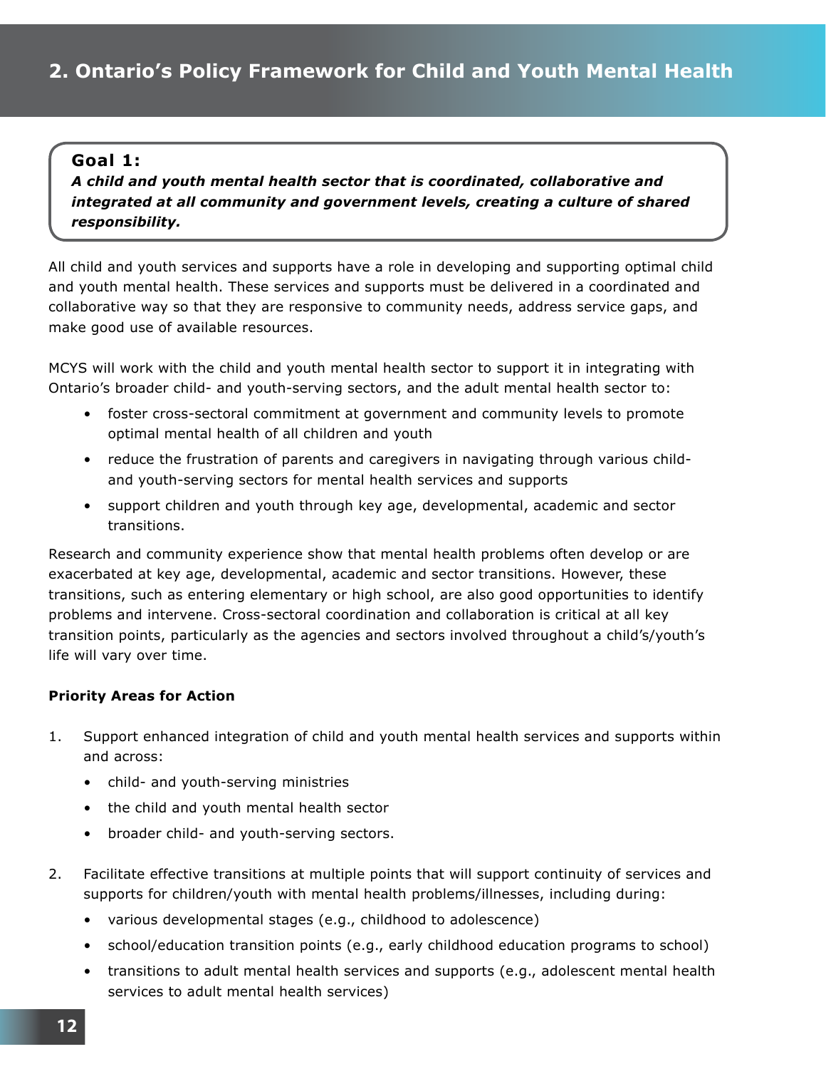## 2. Ontario's Policy Framework for Child and Youth Mental Health

**Goal 1:**
***A child and youth mental health sector that is coordinated, collaborative and integrated at all community and government levels, creating a culture of shared responsibility.***

All child and youth services and supports have a role in developing and supporting optimal child and youth mental health. These services and supports must be delivered in a coordinated and collaborative way so that they are responsive to community needs, address service gaps, and make good use of available resources.

MCYS will work with the child and youth mental health sector to support it in integrating with Ontario's broader child- and youth-serving sectors, and the adult mental health sector to:

- foster cross-sectoral commitment at government and community levels to promote optimal mental health of all children and youth
- reduce the frustration of parents and caregivers in navigating through various child- and youth-serving sectors for mental health services and supports
- support children and youth through key age, developmental, academic and sector transitions.

Research and community experience show that mental health problems often develop or are exacerbated at key age, developmental, academic and sector transitions. However, these transitions, such as entering elementary or high school, are also good opportunities to identify problems and intervene. Cross-sectoral coordination and collaboration is critical at all key transition points, particularly as the agencies and sectors involved throughout a child's/youth's life will vary over time.

**Priority Areas for Action**

1. Support enhanced integration of child and youth mental health services and supports within and across:
   - child- and youth-serving ministries
   - the child and youth mental health sector
   - broader child- and youth-serving sectors.

2. Facilitate effective transitions at multiple points that will support continuity of services and supports for children/youth with mental health problems/illnesses, including during:
   - various developmental stages (e.g., childhood to adolescence)
   - school/education transition points (e.g., early childhood education programs to school)
   - transitions to adult mental health services and supports (e.g., adolescent mental health services to adult mental health services)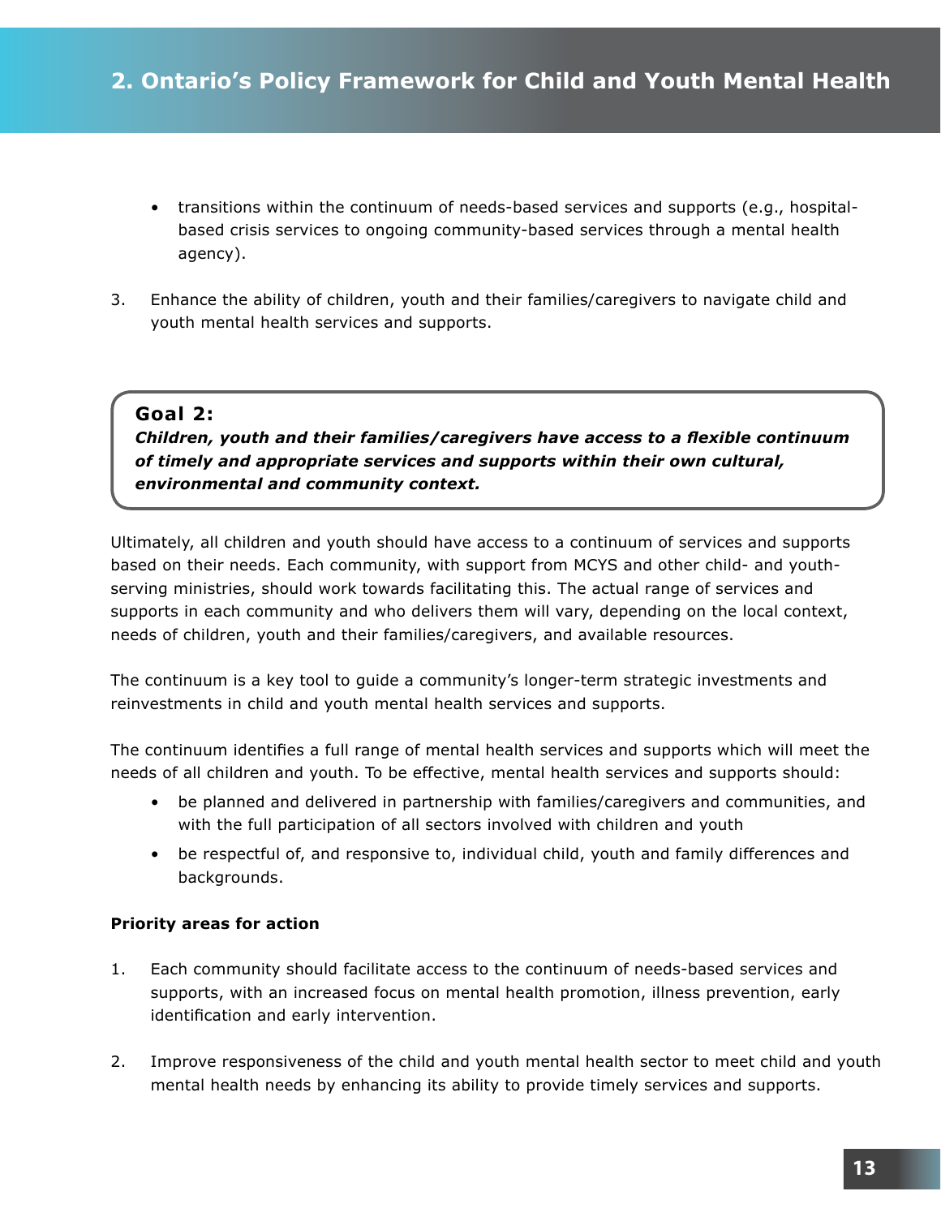- transitions within the continuum of needs-based services and supports (e.g., hospital-based crisis services to ongoing community-based services through a mental health agency).

3. Enhance the ability of children, youth and their families/caregivers to navigate child and youth mental health services and supports.

> **Goal 2:**
> ***Children, youth and their families/caregivers have access to a flexible continuum of timely and appropriate services and supports within their own cultural, environmental and community context.***

Ultimately, all children and youth should have access to a continuum of services and supports based on their needs. Each community, with support from MCYS and other child- and youth-serving ministries, should work towards facilitating this. The actual range of services and supports in each community and who delivers them will vary, depending on the local context, needs of children, youth and their families/caregivers, and available resources.

The continuum is a key tool to guide a community's longer-term strategic investments and reinvestments in child and youth mental health services and supports.

The continuum identifies a full range of mental health services and supports which will meet the needs of all children and youth. To be effective, mental health services and supports should:

- be planned and delivered in partnership with families/caregivers and communities, and with the full participation of all sectors involved with children and youth
- be respectful of, and responsive to, individual child, youth and family differences and backgrounds.

**Priority areas for action**

1. Each community should facilitate access to the continuum of needs-based services and supports, with an increased focus on mental health promotion, illness prevention, early identification and early intervention.

2. Improve responsiveness of the child and youth mental health sector to meet child and youth mental health needs by enhancing its ability to provide timely services and supports.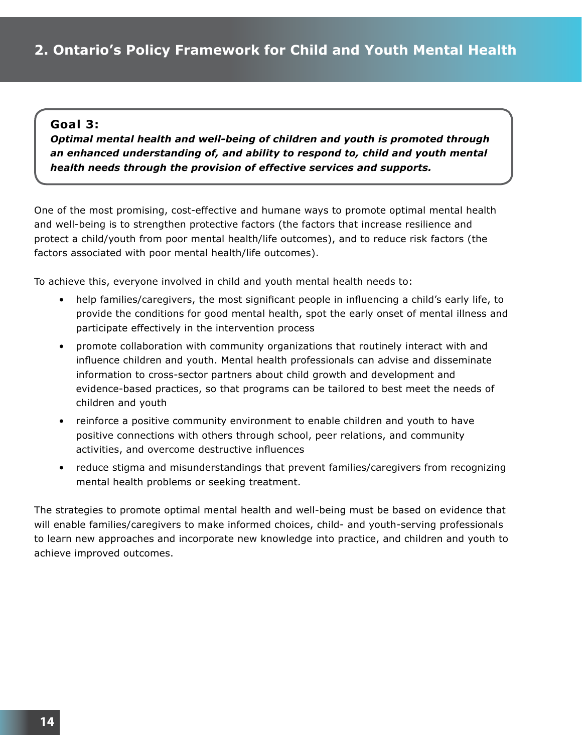**Goal 3:**
***Optimal mental health and well-being of children and youth is promoted through an enhanced understanding of, and ability to respond to, child and youth mental health needs through the provision of effective services and supports.***

One of the most promising, cost-effective and humane ways to promote optimal mental health and well-being is to strengthen protective factors (the factors that increase resilience and protect a child/youth from poor mental health/life outcomes), and to reduce risk factors (the factors associated with poor mental health/life outcomes).

To achieve this, everyone involved in child and youth mental health needs to:

- help families/caregivers, the most significant people in influencing a child's early life, to provide the conditions for good mental health, spot the early onset of mental illness and participate effectively in the intervention process
- promote collaboration with community organizations that routinely interact with and influence children and youth. Mental health professionals can advise and disseminate information to cross-sector partners about child growth and development and evidence-based practices, so that programs can be tailored to best meet the needs of children and youth
- reinforce a positive community environment to enable children and youth to have positive connections with others through school, peer relations, and community activities, and overcome destructive influences
- reduce stigma and misunderstandings that prevent families/caregivers from recognizing mental health problems or seeking treatment.

The strategies to promote optimal mental health and well-being must be based on evidence that will enable families/caregivers to make informed choices, child- and youth-serving professionals to learn new approaches and incorporate new knowledge into practice, and children and youth to achieve improved outcomes.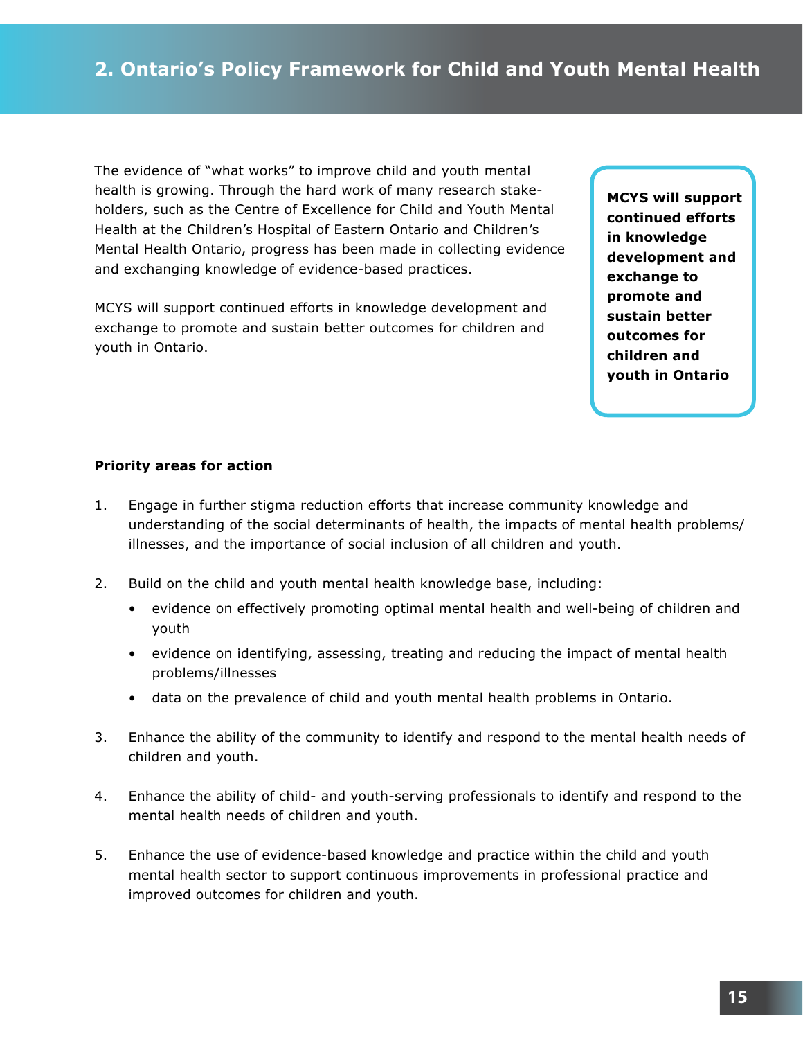## 2. Ontario's Policy Framework for Child and Youth Mental Health

The evidence of "what works" to improve child and youth mental health is growing. Through the hard work of many research stakeholders, such as the Centre of Excellence for Child and Youth Mental Health at the Children's Hospital of Eastern Ontario and Children's Mental Health Ontario, progress has been made in collecting evidence and exchanging knowledge of evidence-based practices.

MCYS will support continued efforts in knowledge development and exchange to promote and sustain better outcomes for children and youth in Ontario.

**MCYS will support continued efforts in knowledge development and exchange to promote and sustain better outcomes for children and youth in Ontario**

**Priority areas for action**

1. Engage in further stigma reduction efforts that increase community knowledge and understanding of the social determinants of health, the impacts of mental health problems/ illnesses, and the importance of social inclusion of all children and youth.

2. Build on the child and youth mental health knowledge base, including:
   - evidence on effectively promoting optimal mental health and well-being of children and youth
   - evidence on identifying, assessing, treating and reducing the impact of mental health problems/illnesses
   - data on the prevalence of child and youth mental health problems in Ontario.

3. Enhance the ability of the community to identify and respond to the mental health needs of children and youth.

4. Enhance the ability of child- and youth-serving professionals to identify and respond to the mental health needs of children and youth.

5. Enhance the use of evidence-based knowledge and practice within the child and youth mental health sector to support continuous improvements in professional practice and improved outcomes for children and youth.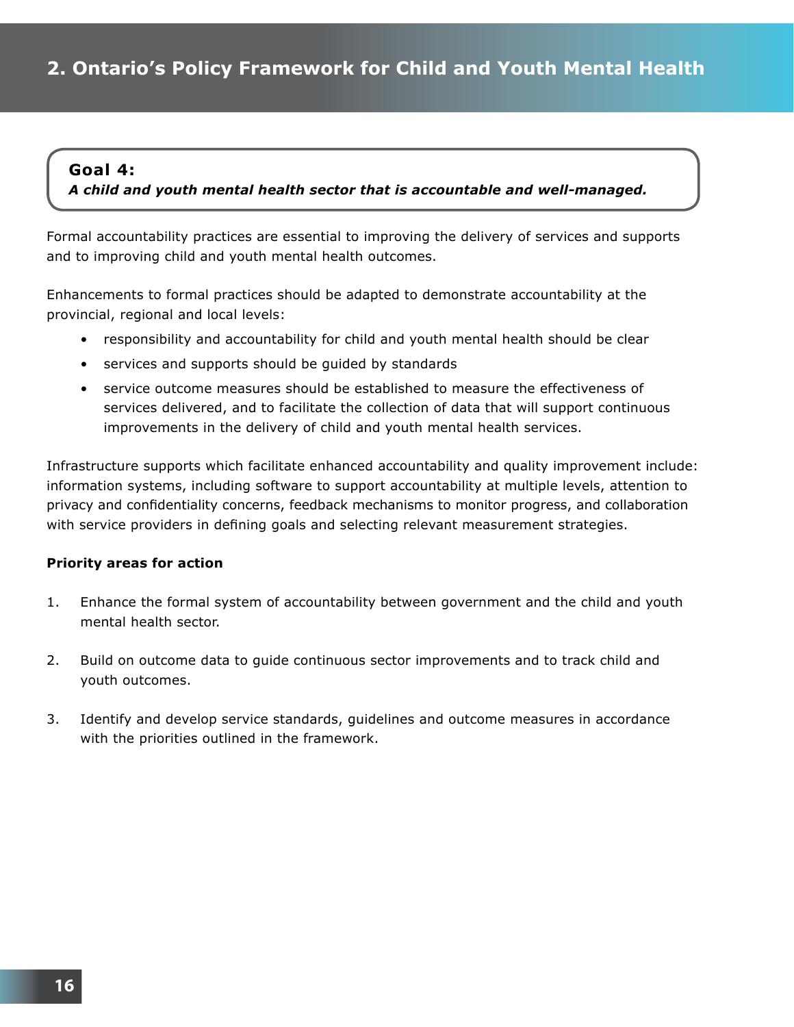## Goal 4:

***A child and youth mental health sector that is accountable and well-managed.***

Formal accountability practices are essential to improving the delivery of services and supports and to improving child and youth mental health outcomes.

Enhancements to formal practices should be adapted to demonstrate accountability at the provincial, regional and local levels:

- responsibility and accountability for child and youth mental health should be clear
- services and supports should be guided by standards
- service outcome measures should be established to measure the effectiveness of services delivered, and to facilitate the collection of data that will support continuous improvements in the delivery of child and youth mental health services.

Infrastructure supports which facilitate enhanced accountability and quality improvement include: information systems, including software to support accountability at multiple levels, attention to privacy and confidentiality concerns, feedback mechanisms to monitor progress, and collaboration with service providers in defining goals and selecting relevant measurement strategies.

**Priority areas for action**

1. Enhance the formal system of accountability between government and the child and youth mental health sector.
2. Build on outcome data to guide continuous sector improvements and to track child and youth outcomes.
3. Identify and develop service standards, guidelines and outcome measures in accordance with the priorities outlined in the framework.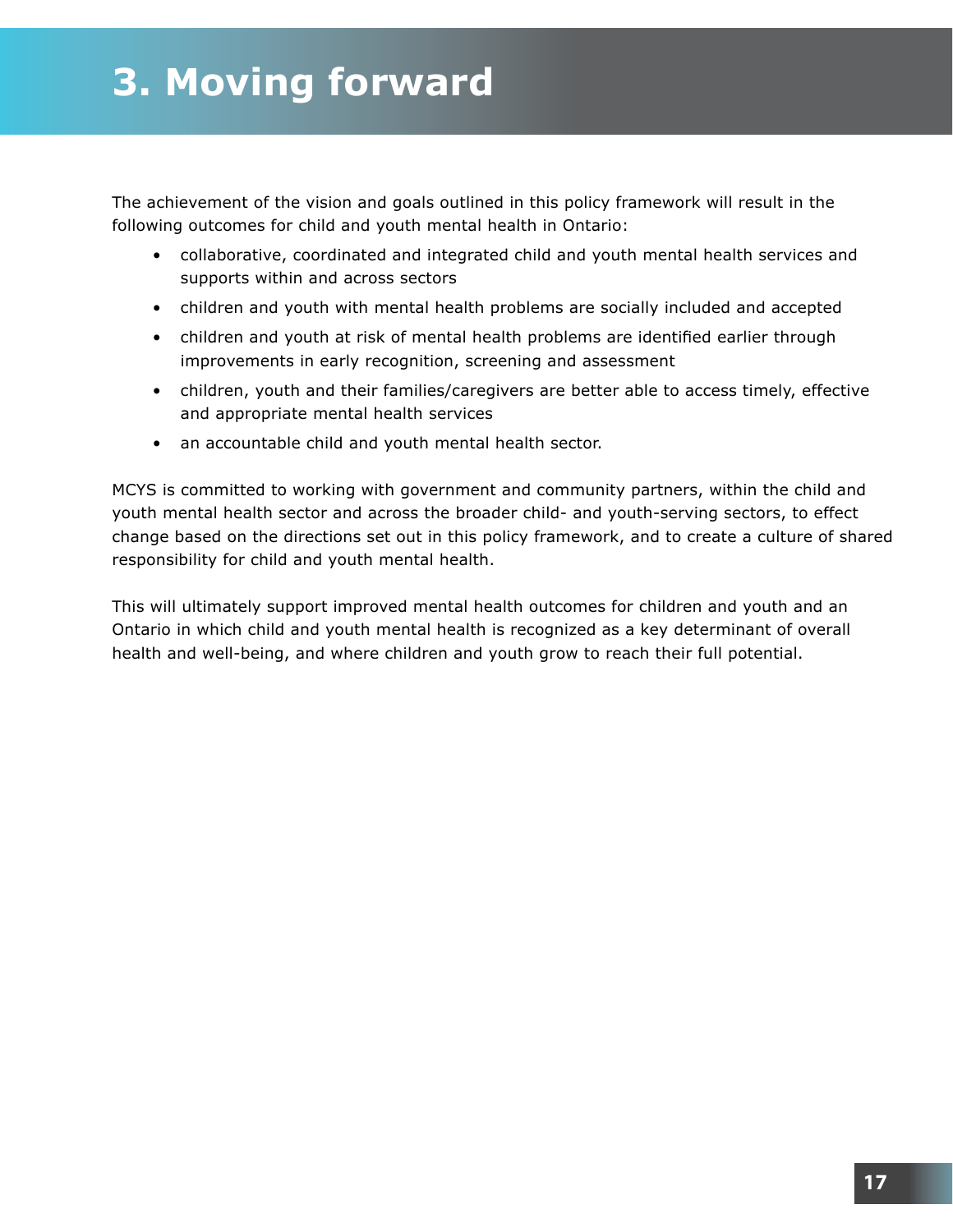# 3. Moving forward

The achievement of the vision and goals outlined in this policy framework will result in the following outcomes for child and youth mental health in Ontario:

- collaborative, coordinated and integrated child and youth mental health services and supports within and across sectors
- children and youth with mental health problems are socially included and accepted
- children and youth at risk of mental health problems are identified earlier through improvements in early recognition, screening and assessment
- children, youth and their families/caregivers are better able to access timely, effective and appropriate mental health services
- an accountable child and youth mental health sector.

MCYS is committed to working with government and community partners, within the child and youth mental health sector and across the broader child- and youth-serving sectors, to effect change based on the directions set out in this policy framework, and to create a culture of shared responsibility for child and youth mental health.

This will ultimately support improved mental health outcomes for children and youth and an Ontario in which child and youth mental health is recognized as a key determinant of overall health and well-being, and where children and youth grow to reach their full potential.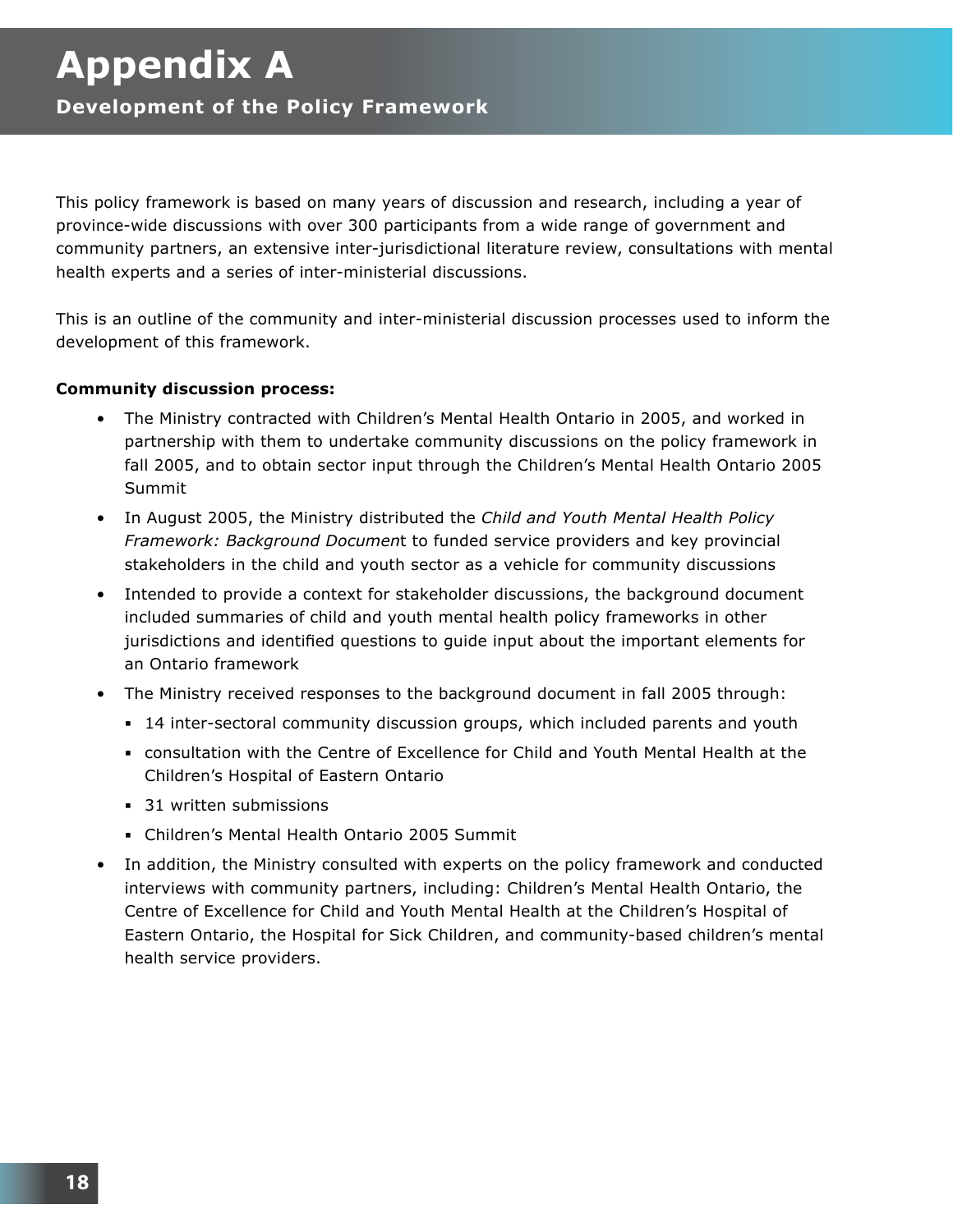# Appendix A

## Development of the Policy Framework

This policy framework is based on many years of discussion and research, including a year of province-wide discussions with over 300 participants from a wide range of government and community partners, an extensive inter-jurisdictional literature review, consultations with mental health experts and a series of inter-ministerial discussions.

This is an outline of the community and inter-ministerial discussion processes used to inform the development of this framework.

**Community discussion process:**

- The Ministry contracted with Children's Mental Health Ontario in 2005, and worked in partnership with them to undertake community discussions on the policy framework in fall 2005, and to obtain sector input through the Children's Mental Health Ontario 2005 Summit
- In August 2005, the Ministry distributed the *Child and Youth Mental Health Policy Framework: Background Document* to funded service providers and key provincial stakeholders in the child and youth sector as a vehicle for community discussions
- Intended to provide a context for stakeholder discussions, the background document included summaries of child and youth mental health policy frameworks in other jurisdictions and identified questions to guide input about the important elements for an Ontario framework
- The Ministry received responses to the background document in fall 2005 through:
  - 14 inter-sectoral community discussion groups, which included parents and youth
  - consultation with the Centre of Excellence for Child and Youth Mental Health at the Children's Hospital of Eastern Ontario
  - 31 written submissions
  - Children's Mental Health Ontario 2005 Summit
- In addition, the Ministry consulted with experts on the policy framework and conducted interviews with community partners, including: Children's Mental Health Ontario, the Centre of Excellence for Child and Youth Mental Health at the Children's Hospital of Eastern Ontario, the Hospital for Sick Children, and community-based children's mental health service providers.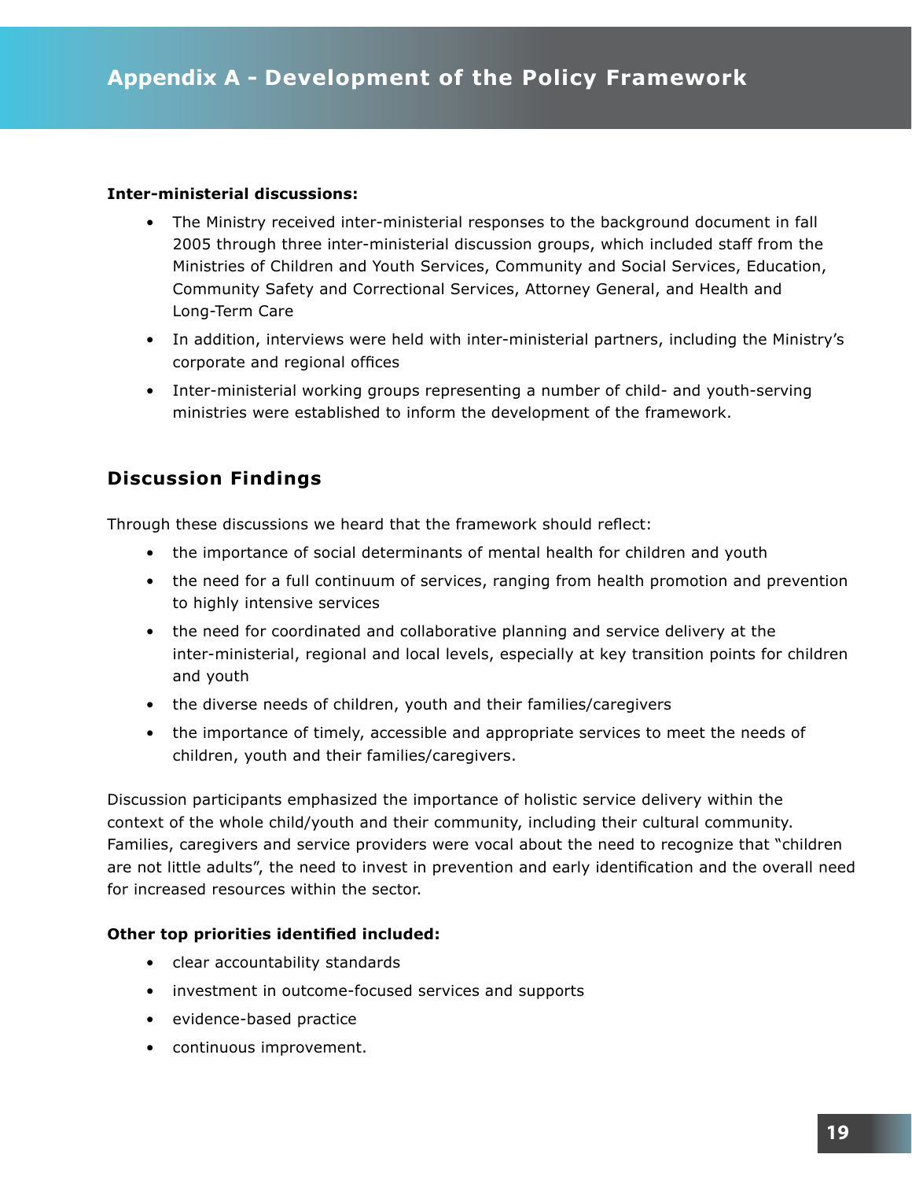# Appendix A - Development of the Policy Framework

**Inter-ministerial discussions:**

- The Ministry received inter-ministerial responses to the background document in fall 2005 through three inter-ministerial discussion groups, which included staff from the Ministries of Children and Youth Services, Community and Social Services, Education, Community Safety and Correctional Services, Attorney General, and Health and Long-Term Care
- In addition, interviews were held with inter-ministerial partners, including the Ministry's corporate and regional offices
- Inter-ministerial working groups representing a number of child- and youth-serving ministries were established to inform the development of the framework.

## Discussion Findings

Through these discussions we heard that the framework should reflect:

- the importance of social determinants of mental health for children and youth
- the need for a full continuum of services, ranging from health promotion and prevention to highly intensive services
- the need for coordinated and collaborative planning and service delivery at the inter-ministerial, regional and local levels, especially at key transition points for children and youth
- the diverse needs of children, youth and their families/caregivers
- the importance of timely, accessible and appropriate services to meet the needs of children, youth and their families/caregivers.

Discussion participants emphasized the importance of holistic service delivery within the context of the whole child/youth and their community, including their cultural community. Families, caregivers and service providers were vocal about the need to recognize that "children are not little adults", the need to invest in prevention and early identification and the overall need for increased resources within the sector.

**Other top priorities identified included:**

- clear accountability standards
- investment in outcome-focused services and supports
- evidence-based practice
- continuous improvement.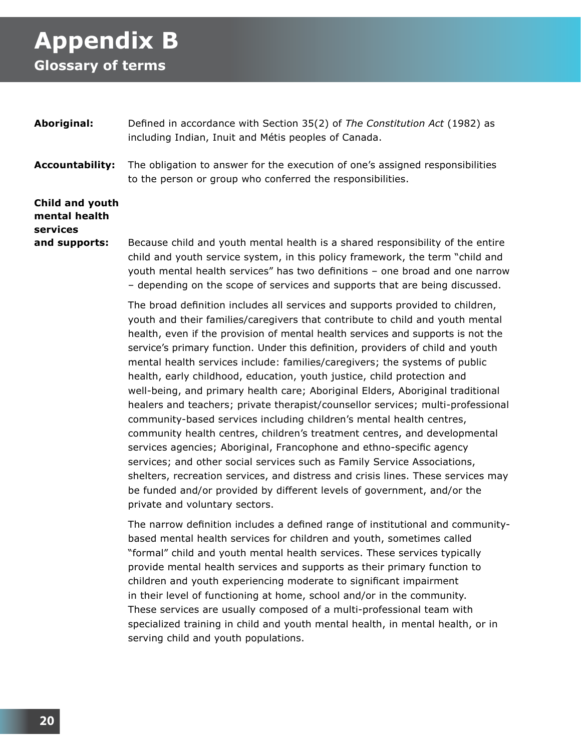# Appendix B

## Glossary of terms

**Aboriginal:** Defined in accordance with Section 35(2) of *The Constitution Act* (1982) as including Indian, Inuit and Métis peoples of Canada.

**Accountability:** The obligation to answer for the execution of one's assigned responsibilities to the person or group who conferred the responsibilities.

**Child and youth mental health services and supports:** Because child and youth mental health is a shared responsibility of the entire child and youth service system, in this policy framework, the term "child and youth mental health services" has two definitions – one broad and one narrow – depending on the scope of services and supports that are being discussed.

The broad definition includes all services and supports provided to children, youth and their families/caregivers that contribute to child and youth mental health, even if the provision of mental health services and supports is not the service's primary function. Under this definition, providers of child and youth mental health services include: families/caregivers; the systems of public health, early childhood, education, youth justice, child protection and well-being, and primary health care; Aboriginal Elders, Aboriginal traditional healers and teachers; private therapist/counsellor services; multi-professional community-based services including children's mental health centres, community health centres, children's treatment centres, and developmental services agencies; Aboriginal, Francophone and ethno-specific agency services; and other social services such as Family Service Associations, shelters, recreation services, and distress and crisis lines. These services may be funded and/or provided by different levels of government, and/or the private and voluntary sectors.

The narrow definition includes a defined range of institutional and community-based mental health services for children and youth, sometimes called "formal" child and youth mental health services. These services typically provide mental health services and supports as their primary function to children and youth experiencing moderate to significant impairment in their level of functioning at home, school and/or in the community. These services are usually composed of a multi-professional team with specialized training in child and youth mental health, in mental health, or in serving child and youth populations.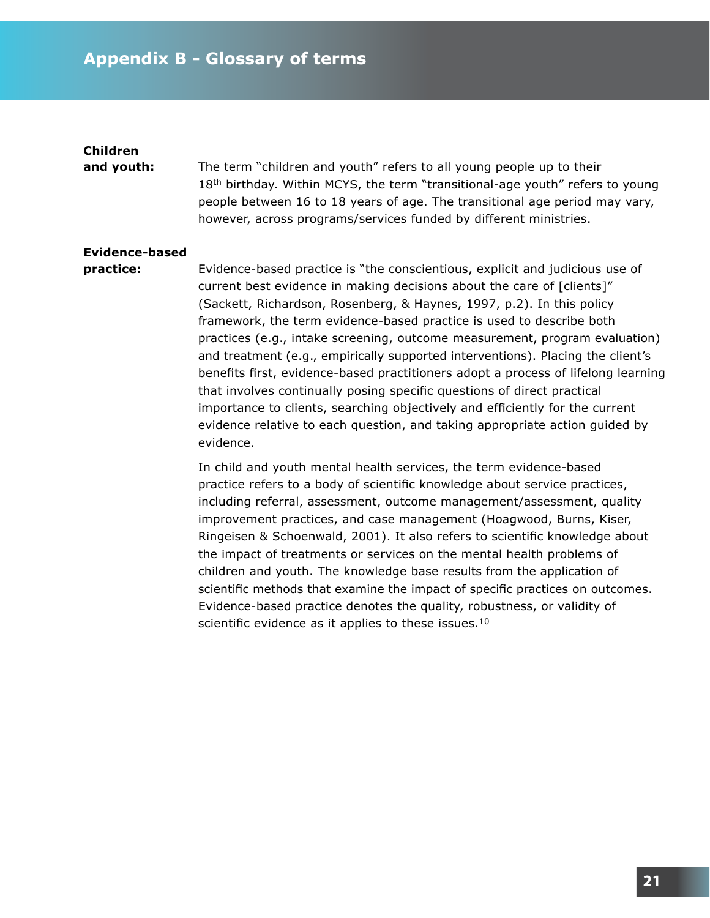# Appendix B - Glossary of terms

**Children and youth:** The term "children and youth" refers to all young people up to their 18th birthday. Within MCYS, the term "transitional-age youth" refers to young people between 16 to 18 years of age. The transitional age period may vary, however, across programs/services funded by different ministries.

**Evidence-based practice:** Evidence-based practice is "the conscientious, explicit and judicious use of current best evidence in making decisions about the care of [clients]" (Sackett, Richardson, Rosenberg, & Haynes, 1997, p.2). In this policy framework, the term evidence-based practice is used to describe both practices (e.g., intake screening, outcome measurement, program evaluation) and treatment (e.g., empirically supported interventions). Placing the client's benefits first, evidence-based practitioners adopt a process of lifelong learning that involves continually posing specific questions of direct practical importance to clients, searching objectively and efficiently for the current evidence relative to each question, and taking appropriate action guided by evidence.

In child and youth mental health services, the term evidence-based practice refers to a body of scientific knowledge about service practices, including referral, assessment, outcome management/assessment, quality improvement practices, and case management (Hoagwood, Burns, Kiser, Ringeisen & Schoenwald, 2001). It also refers to scientific knowledge about the impact of treatments or services on the mental health problems of children and youth. The knowledge base results from the application of scientific methods that examine the impact of specific practices on outcomes. Evidence-based practice denotes the quality, robustness, or validity of scientific evidence as it applies to these issues.[10]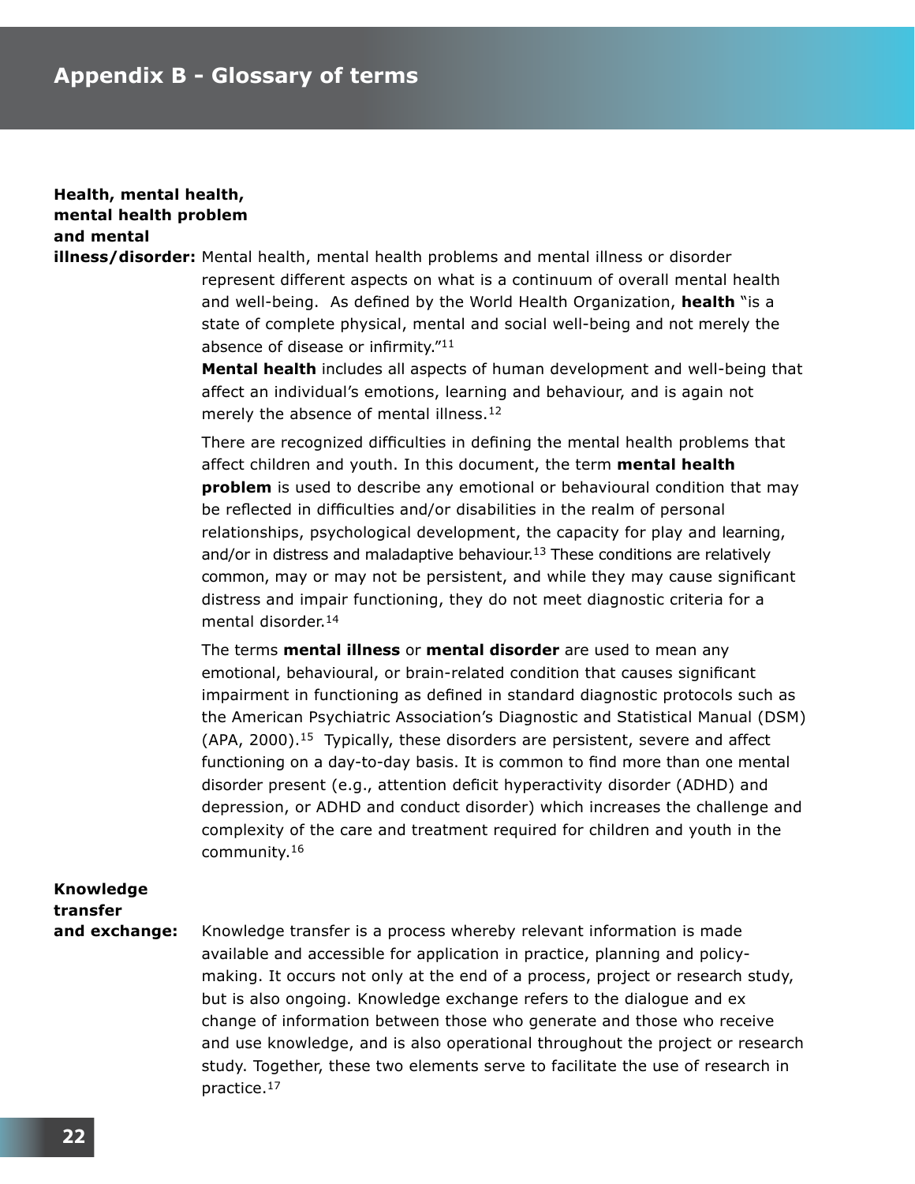# Appendix B - Glossary of terms

**Health, mental health, mental health problem and mental illness/disorder:** Mental health, mental health problems and mental illness or disorder represent different aspects on what is a continuum of overall mental health and well-being. As defined by the World Health Organization, **health** "is a state of complete physical, mental and social well-being and not merely the absence of disease or infirmity."[11]

**Mental health** includes all aspects of human development and well-being that affect an individual's emotions, learning and behaviour, and is again not merely the absence of mental illness.[12]

There are recognized difficulties in defining the mental health problems that affect children and youth. In this document, the term **mental health problem** is used to describe any emotional or behavioural condition that may be reflected in difficulties and/or disabilities in the realm of personal relationships, psychological development, the capacity for play and learning, and/or in distress and maladaptive behaviour.[13] These conditions are relatively common, may or may not be persistent, and while they may cause significant distress and impair functioning, they do not meet diagnostic criteria for a mental disorder.[14]

The terms **mental illness** or **mental disorder** are used to mean any emotional, behavioural, or brain-related condition that causes significant impairment in functioning as defined in standard diagnostic protocols such as the American Psychiatric Association's Diagnostic and Statistical Manual (DSM) (APA, 2000).[15] Typically, these disorders are persistent, severe and affect functioning on a day-to-day basis. It is common to find more than one mental disorder present (e.g., attention deficit hyperactivity disorder (ADHD) and depression, or ADHD and conduct disorder) which increases the challenge and complexity of the care and treatment required for children and youth in the community.[16]

**Knowledge transfer and exchange:** Knowledge transfer is a process whereby relevant information is made available and accessible for application in practice, planning and policy-making. It occurs not only at the end of a process, project or research study, but is also ongoing. Knowledge exchange refers to the dialogue and exchange of information between those who generate and those who receive and use knowledge, and is also operational throughout the project or research study. Together, these two elements serve to facilitate the use of research in practice.[17]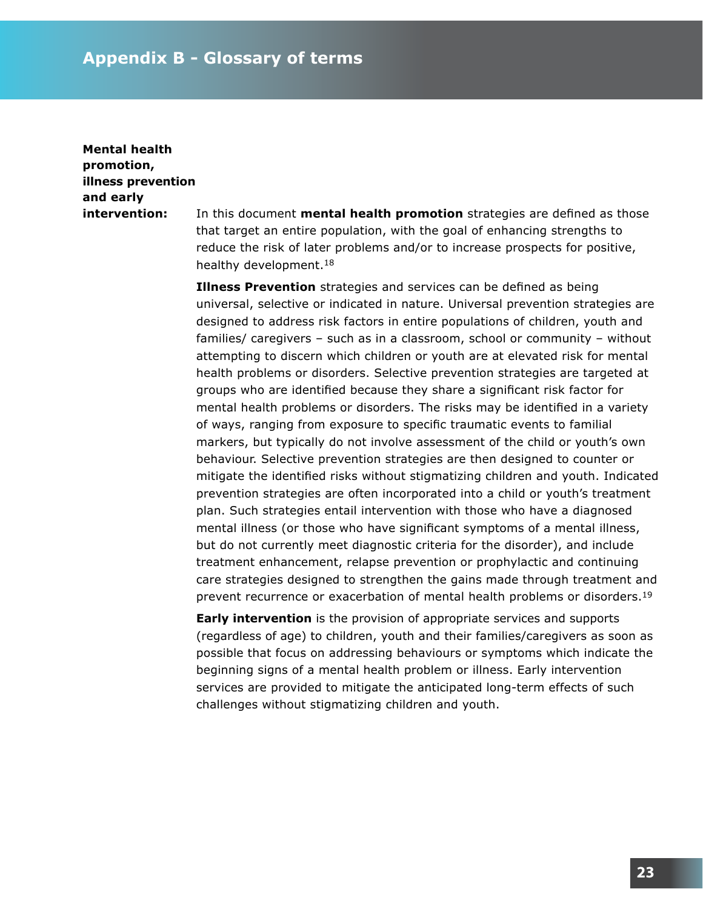## Appendix B - Glossary of terms

**Mental health promotion, illness prevention and early intervention:**

In this document **mental health promotion** strategies are defined as those that target an entire population, with the goal of enhancing strengths to reduce the risk of later problems and/or to increase prospects for positive, healthy development.[18]

**Illness Prevention** strategies and services can be defined as being universal, selective or indicated in nature. Universal prevention strategies are designed to address risk factors in entire populations of children, youth and families/ caregivers – such as in a classroom, school or community – without attempting to discern which children or youth are at elevated risk for mental health problems or disorders. Selective prevention strategies are targeted at groups who are identified because they share a significant risk factor for mental health problems or disorders. The risks may be identified in a variety of ways, ranging from exposure to specific traumatic events to familial markers, but typically do not involve assessment of the child or youth's own behaviour. Selective prevention strategies are then designed to counter or mitigate the identified risks without stigmatizing children and youth. Indicated prevention strategies are often incorporated into a child or youth's treatment plan. Such strategies entail intervention with those who have a diagnosed mental illness (or those who have significant symptoms of a mental illness, but do not currently meet diagnostic criteria for the disorder), and include treatment enhancement, relapse prevention or prophylactic and continuing care strategies designed to strengthen the gains made through treatment and prevent recurrence or exacerbation of mental health problems or disorders.[19]

**Early intervention** is the provision of appropriate services and supports (regardless of age) to children, youth and their families/caregivers as soon as possible that focus on addressing behaviours or symptoms which indicate the beginning signs of a mental health problem or illness. Early intervention services are provided to mitigate the anticipated long-term effects of such challenges without stigmatizing children and youth.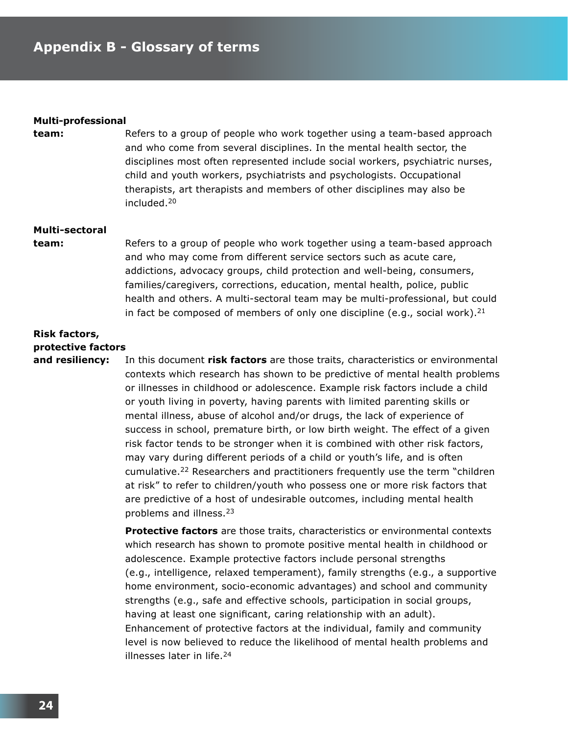## Appendix B - Glossary of terms

**Multi-professional team:** Refers to a group of people who work together using a team-based approach and who come from several disciplines. In the mental health sector, the disciplines most often represented include social workers, psychiatric nurses, child and youth workers, psychiatrists and psychologists. Occupational therapists, art therapists and members of other disciplines may also be included.[20]

**Multi-sectoral team:** Refers to a group of people who work together using a team-based approach and who may come from different service sectors such as acute care, addictions, advocacy groups, child protection and well-being, consumers, families/caregivers, corrections, education, mental health, police, public health and others. A multi-sectoral team may be multi-professional, but could in fact be composed of members of only one discipline (e.g., social work).[21]

**Risk factors, protective factors and resiliency:** In this document **risk factors** are those traits, characteristics or environmental contexts which research has shown to be predictive of mental health problems or illnesses in childhood or adolescence. Example risk factors include a child or youth living in poverty, having parents with limited parenting skills or mental illness, abuse of alcohol and/or drugs, the lack of experience of success in school, premature birth, or low birth weight. The effect of a given risk factor tends to be stronger when it is combined with other risk factors, may vary during different periods of a child or youth's life, and is often cumulative.[22] Researchers and practitioners frequently use the term "children at risk" to refer to children/youth who possess one or more risk factors that are predictive of a host of undesirable outcomes, including mental health problems and illness.[23]

**Protective factors** are those traits, characteristics or environmental contexts which research has shown to promote positive mental health in childhood or adolescence. Example protective factors include personal strengths (e.g., intelligence, relaxed temperament), family strengths (e.g., a supportive home environment, socio-economic advantages) and school and community strengths (e.g., safe and effective schools, participation in social groups, having at least one significant, caring relationship with an adult). Enhancement of protective factors at the individual, family and community level is now believed to reduce the likelihood of mental health problems and illnesses later in life.[24]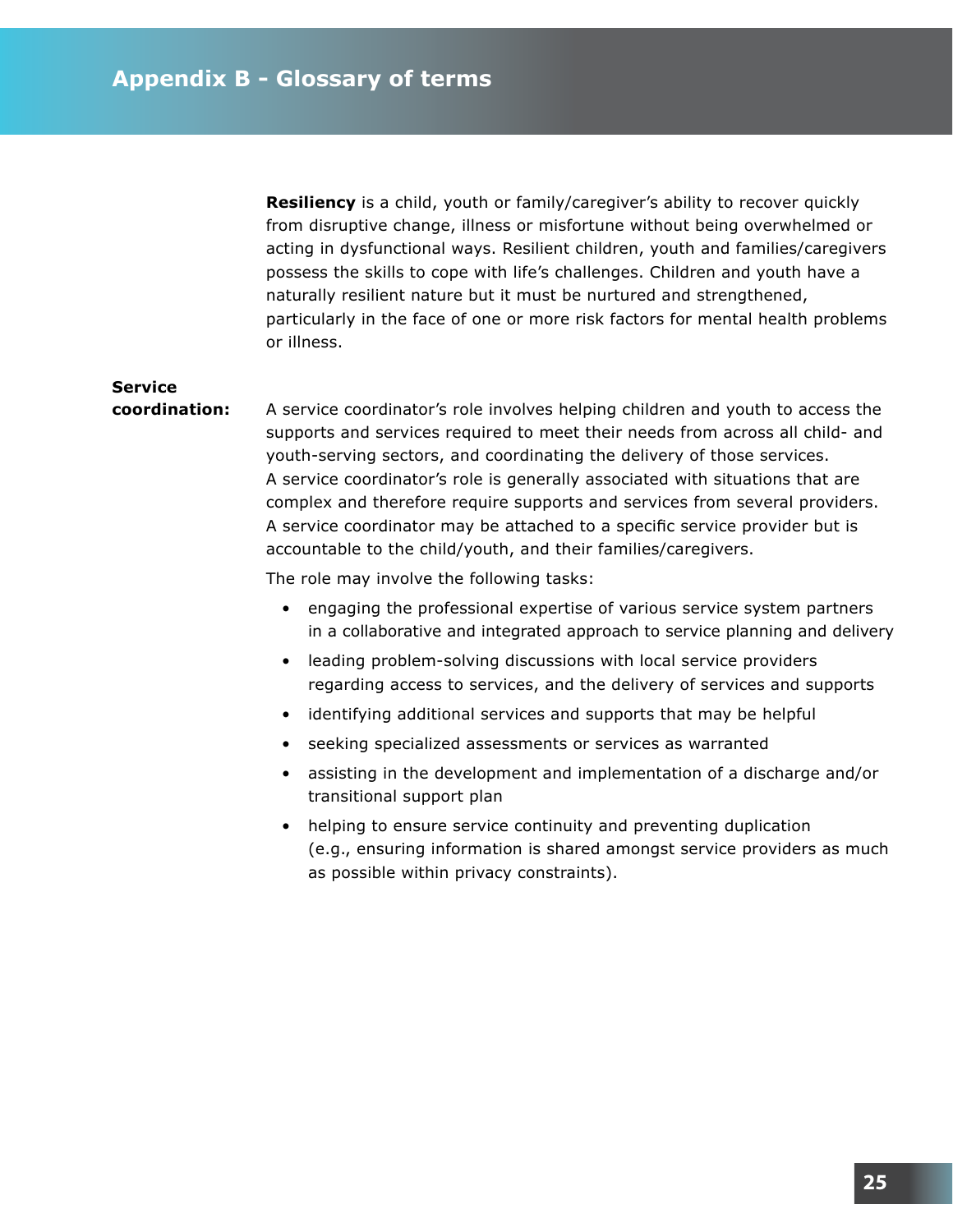## Appendix B - Glossary of terms

**Resiliency** is a child, youth or family/caregiver's ability to recover quickly from disruptive change, illness or misfortune without being overwhelmed or acting in dysfunctional ways. Resilient children, youth and families/caregivers possess the skills to cope with life's challenges. Children and youth have a naturally resilient nature but it must be nurtured and strengthened, particularly in the face of one or more risk factors for mental health problems or illness.

**Service coordination:** A service coordinator's role involves helping children and youth to access the supports and services required to meet their needs from across all child- and youth-serving sectors, and coordinating the delivery of those services. A service coordinator's role is generally associated with situations that are complex and therefore require supports and services from several providers. A service coordinator may be attached to a specific service provider but is accountable to the child/youth, and their families/caregivers.

The role may involve the following tasks:

- engaging the professional expertise of various service system partners in a collaborative and integrated approach to service planning and delivery
- leading problem-solving discussions with local service providers regarding access to services, and the delivery of services and supports
- identifying additional services and supports that may be helpful
- seeking specialized assessments or services as warranted
- assisting in the development and implementation of a discharge and/or transitional support plan
- helping to ensure service continuity and preventing duplication (e.g., ensuring information is shared amongst service providers as much as possible within privacy constraints).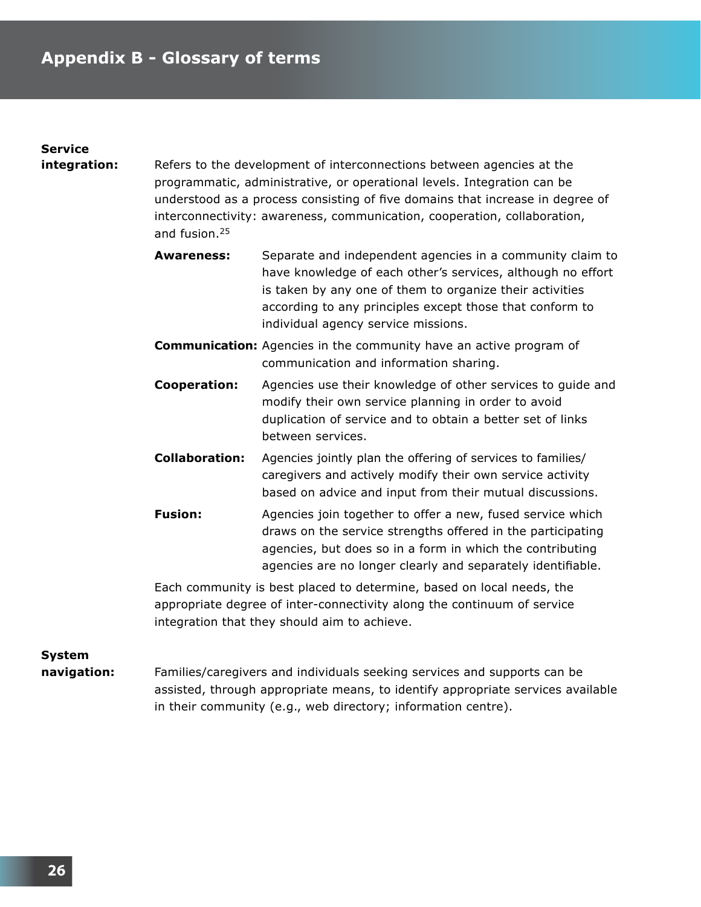# Appendix B - Glossary of terms

**Service integration:** Refers to the development of interconnections between agencies at the programmatic, administrative, or operational levels. Integration can be understood as a process consisting of five domains that increase in degree of interconnectivity: awareness, communication, cooperation, collaboration, and fusion.[25]

- **Awareness:** Separate and independent agencies in a community claim to have knowledge of each other's services, although no effort is taken by any one of them to organize their activities according to any principles except those that conform to individual agency service missions.
- **Communication:** Agencies in the community have an active program of communication and information sharing.
- **Cooperation:** Agencies use their knowledge of other services to guide and modify their own service planning in order to avoid duplication of service and to obtain a better set of links between services.
- **Collaboration:** Agencies jointly plan the offering of services to families/caregivers and actively modify their own service activity based on advice and input from their mutual discussions.
- **Fusion:** Agencies join together to offer a new, fused service which draws on the service strengths offered in the participating agencies, but does so in a form in which the contributing agencies are no longer clearly and separately identifiable.

Each community is best placed to determine, based on local needs, the appropriate degree of inter-connectivity along the continuum of service integration that they should aim to achieve.

**System navigation:** Families/caregivers and individuals seeking services and supports can be assisted, through appropriate means, to identify appropriate services available in their community (e.g., web directory; information centre).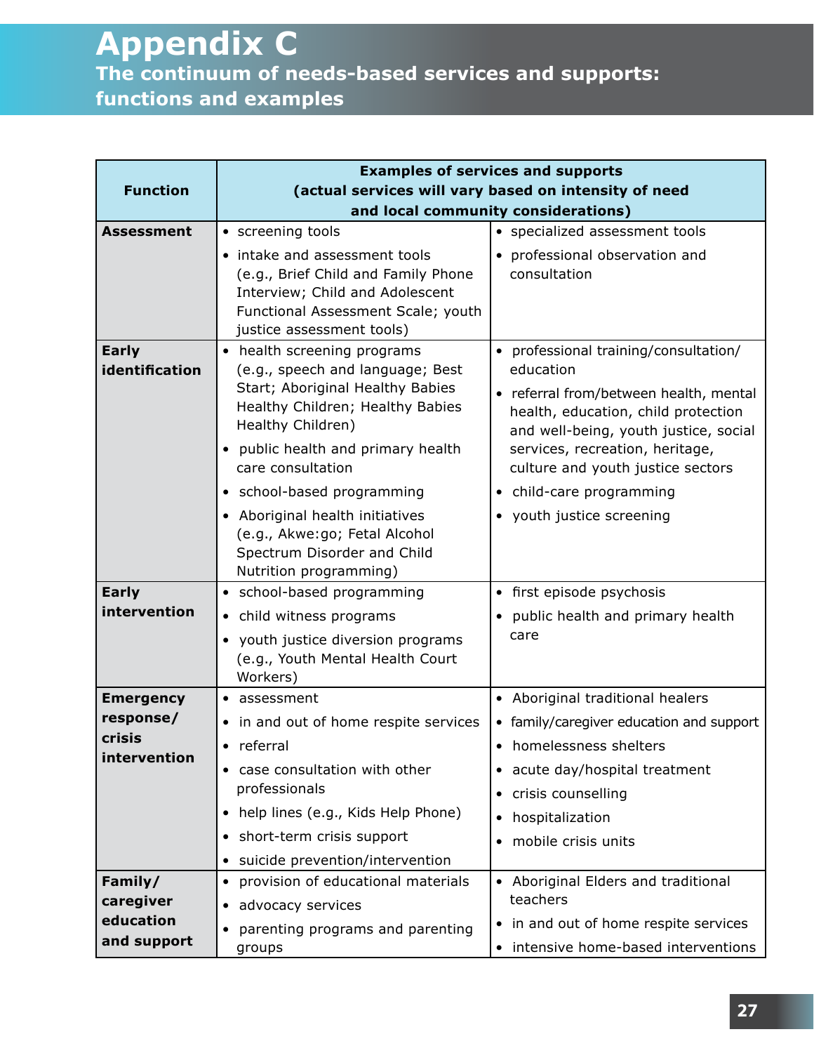# Appendix C

## The continuum of needs-based services and supports: functions and examples

| Function | Examples of services and supports (actual services will vary based on intensity of need and local community considerations) | |
|---|---|---|
| **Assessment** | • screening tools<br>• intake and assessment tools (e.g., Brief Child and Family Phone Interview; Child and Adolescent Functional Assessment Scale; youth justice assessment tools) | • specialized assessment tools<br>• professional observation and consultation |
| **Early identification** | • health screening programs (e.g., speech and language; Best Start; Aboriginal Healthy Babies Healthy Children; Healthy Babies Healthy Children)<br>• public health and primary health care consultation<br>• school-based programming<br>• Aboriginal health initiatives (e.g., Akwe:go; Fetal Alcohol Spectrum Disorder and Child Nutrition programming) | • professional training/consultation/ education<br>• referral from/between health, mental health, education, child protection and well-being, youth justice, social services, recreation, heritage, culture and youth justice sectors<br>• child-care programming<br>• youth justice screening |
| **Early intervention** | • school-based programming<br>• child witness programs<br>• youth justice diversion programs (e.g., Youth Mental Health Court Workers) | • first episode psychosis<br>• public health and primary health care |
| **Emergency response/ crisis intervention** | • assessment<br>• in and out of home respite services<br>• referral<br>• case consultation with other professionals<br>• help lines (e.g., Kids Help Phone)<br>• short-term crisis support<br>• suicide prevention/intervention | • Aboriginal traditional healers<br>• family/caregiver education and support<br>• homelessness shelters<br>• acute day/hospital treatment<br>• crisis counselling<br>• hospitalization<br>• mobile crisis units |
| **Family/ caregiver education and support** | • provision of educational materials<br>• advocacy services<br>• parenting programs and parenting groups | • Aboriginal Elders and traditional teachers<br>• in and out of home respite services<br>• intensive home-based interventions |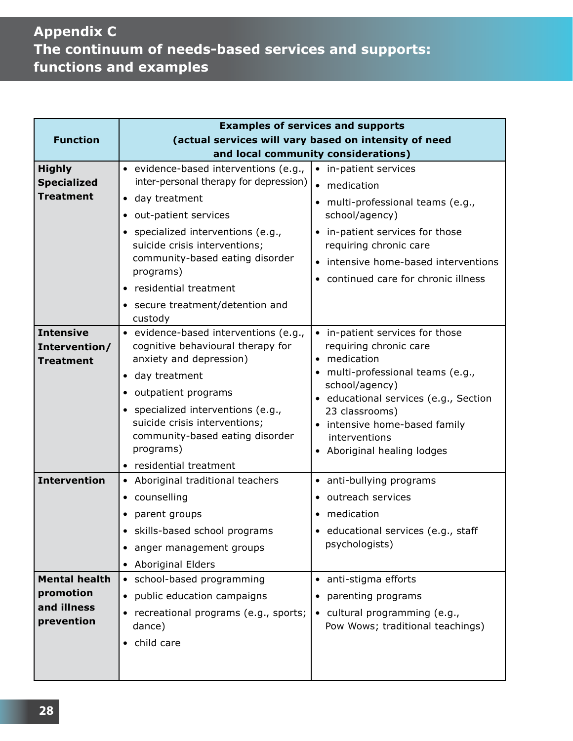# Appendix C
# The continuum of needs-based services and supports: functions and examples

| Function | Examples of services and supports (actual services will vary based on intensity of need and local community considerations) | |
|---|---|---|
| **Highly Specialized Treatment** | • evidence-based interventions (e.g., inter-personal therapy for depression)<br>• day treatment<br>• out-patient services<br>• specialized interventions (e.g., suicide crisis interventions; community-based eating disorder programs)<br>• residential treatment<br>• secure treatment/detention and custody | • in-patient services<br>• medication<br>• multi-professional teams (e.g., school/agency)<br>• in-patient services for those requiring chronic care<br>• intensive home-based interventions<br>• continued care for chronic illness |
| **Intensive Intervention/ Treatment** | • evidence-based interventions (e.g., cognitive behavioural therapy for anxiety and depression)<br>• day treatment<br>• outpatient programs<br>• specialized interventions (e.g., suicide crisis interventions; community-based eating disorder programs)<br>• residential treatment | • in-patient services for those requiring chronic care<br>• medication<br>• multi-professional teams (e.g., school/agency)<br>• educational services (e.g., Section 23 classrooms)<br>• intensive home-based family interventions<br>• Aboriginal healing lodges |
| **Intervention** | • Aboriginal traditional teachers<br>• counselling<br>• parent groups<br>• skills-based school programs<br>• anger management groups<br>• Aboriginal Elders | • anti-bullying programs<br>• outreach services<br>• medication<br>• educational services (e.g., staff psychologists) |
| **Mental health promotion and illness prevention** | • school-based programming<br>• public education campaigns<br>• recreational programs (e.g., sports; dance)<br>• child care | • anti-stigma efforts<br>• parenting programs<br>• cultural programming (e.g., Pow Wows; traditional teachings) |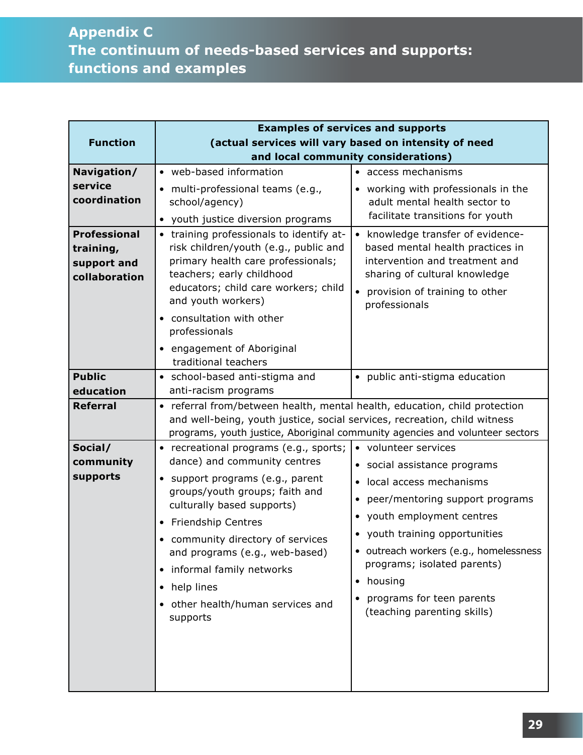# Appendix C
# The continuum of needs-based services and supports: functions and examples

| Function | Examples of services and supports (actual services will vary based on intensity of need and local community considerations) | |
|---|---|---|
| **Navigation/ service coordination** | • web-based information<br>• multi-professional teams (e.g., school/agency)<br>• youth justice diversion programs | • access mechanisms<br>• working with professionals in the adult mental health sector to facilitate transitions for youth |
| **Professional training, support and collaboration** | • training professionals to identify at-risk children/youth (e.g., public and primary health care professionals; teachers; early childhood educators; child care workers; child and youth workers)<br>• consultation with other professionals<br>• engagement of Aboriginal traditional teachers | • knowledge transfer of evidence-based mental health practices in intervention and treatment and sharing of cultural knowledge<br>• provision of training to other professionals |
| **Public education** | • school-based anti-stigma and anti-racism programs | • public anti-stigma education |
| **Referral** | • referral from/between health, mental health, education, child protection and well-being, youth justice, social services, recreation, child witness programs, youth justice, Aboriginal community agencies and volunteer sectors | |
| **Social/ community supports** | • recreational programs (e.g., sports; dance) and community centres<br>• support programs (e.g., parent groups/youth groups; faith and culturally based supports)<br>• Friendship Centres<br>• community directory of services and programs (e.g., web-based)<br>• informal family networks<br>• help lines<br>• other health/human services and supports | • volunteer services<br>• social assistance programs<br>• local access mechanisms<br>• peer/mentoring support programs<br>• youth employment centres<br>• youth training opportunities<br>• outreach workers (e.g., homelessness programs; isolated parents)<br>• housing<br>• programs for teen parents (teaching parenting skills) |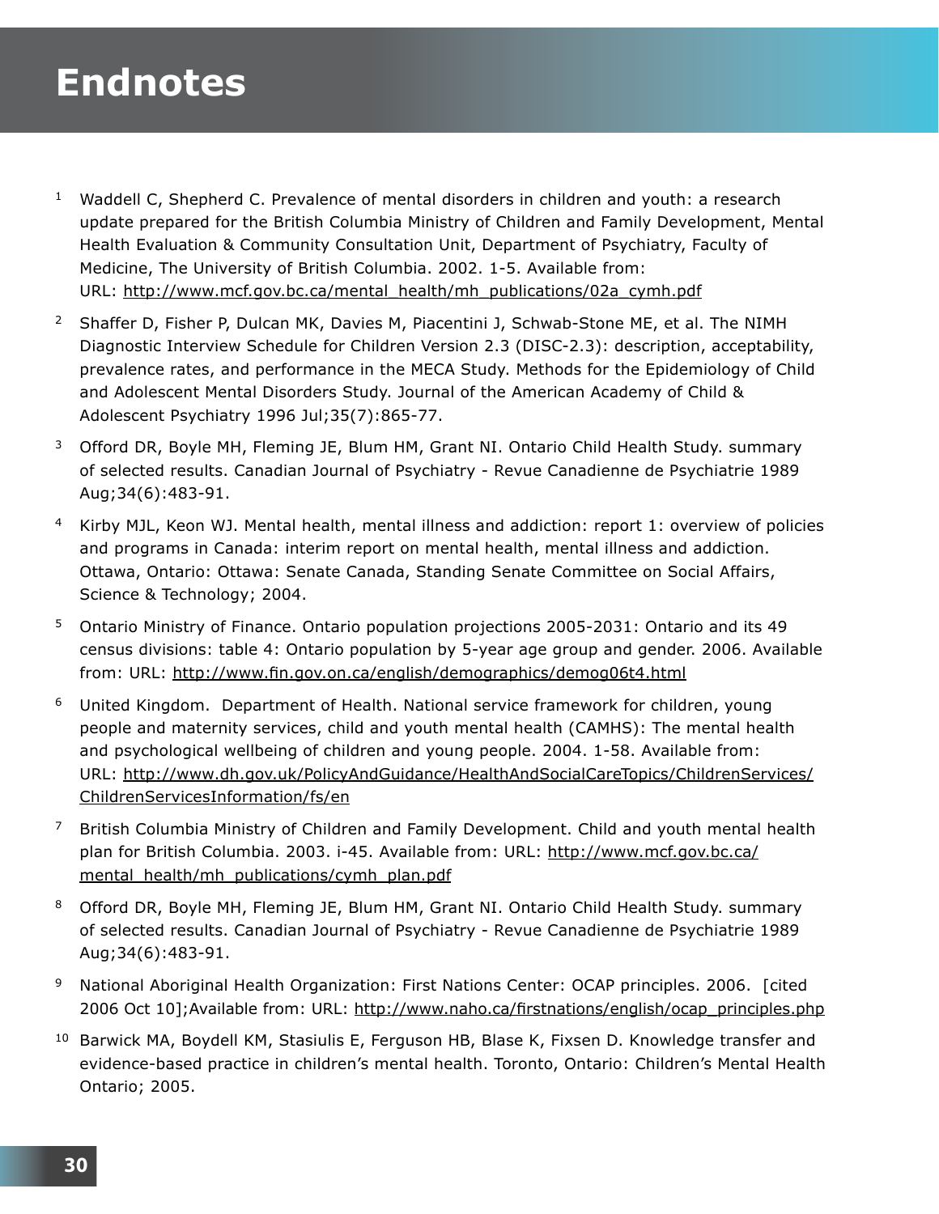# Endnotes

1. Waddell C, Shepherd C. Prevalence of mental disorders in children and youth: a research update prepared for the British Columbia Ministry of Children and Family Development, Mental Health Evaluation & Community Consultation Unit, Department of Psychiatry, Faculty of Medicine, The University of British Columbia. 2002. 1-5. Available from: URL: http://www.mcf.gov.bc.ca/mental_health/mh_publications/02a_cymh.pdf

2. Shaffer D, Fisher P, Dulcan MK, Davies M, Piacentini J, Schwab-Stone ME, et al. The NIMH Diagnostic Interview Schedule for Children Version 2.3 (DISC-2.3): description, acceptability, prevalence rates, and performance in the MECA Study. Methods for the Epidemiology of Child and Adolescent Mental Disorders Study. Journal of the American Academy of Child & Adolescent Psychiatry 1996 Jul;35(7):865-77.

3. Offord DR, Boyle MH, Fleming JE, Blum HM, Grant NI. Ontario Child Health Study. summary of selected results. Canadian Journal of Psychiatry - Revue Canadienne de Psychiatrie 1989 Aug;34(6):483-91.

4. Kirby MJL, Keon WJ. Mental health, mental illness and addiction: report 1: overview of policies and programs in Canada: interim report on mental health, mental illness and addiction. Ottawa, Ontario: Ottawa: Senate Canada, Standing Senate Committee on Social Affairs, Science & Technology; 2004.

5. Ontario Ministry of Finance. Ontario population projections 2005-2031: Ontario and its 49 census divisions: table 4: Ontario population by 5-year age group and gender. 2006. Available from: URL: http://www.fin.gov.on.ca/english/demographics/demog06t4.html

6. United Kingdom. Department of Health. National service framework for children, young people and maternity services, child and youth mental health (CAMHS): The mental health and psychological wellbeing of children and young people. 2004. 1-58. Available from: URL: http://www.dh.gov.uk/PolicyAndGuidance/HealthAndSocialCareTopics/ChildrenServices/ChildrenServicesInformation/fs/en

7. British Columbia Ministry of Children and Family Development. Child and youth mental health plan for British Columbia. 2003. i-45. Available from: URL: http://www.mcf.gov.bc.ca/mental_health/mh_publications/cymh_plan.pdf

8. Offord DR, Boyle MH, Fleming JE, Blum HM, Grant NI. Ontario Child Health Study. summary of selected results. Canadian Journal of Psychiatry - Revue Canadienne de Psychiatrie 1989 Aug;34(6):483-91.

9. National Aboriginal Health Organization: First Nations Center: OCAP principles. 2006. [cited 2006 Oct 10];Available from: URL: http://www.naho.ca/firstnations/english/ocap_principles.php

10. Barwick MA, Boydell KM, Stasiulis E, Ferguson HB, Blase K, Fixsen D. Knowledge transfer and evidence-based practice in children's mental health. Toronto, Ontario: Children's Mental Health Ontario; 2005.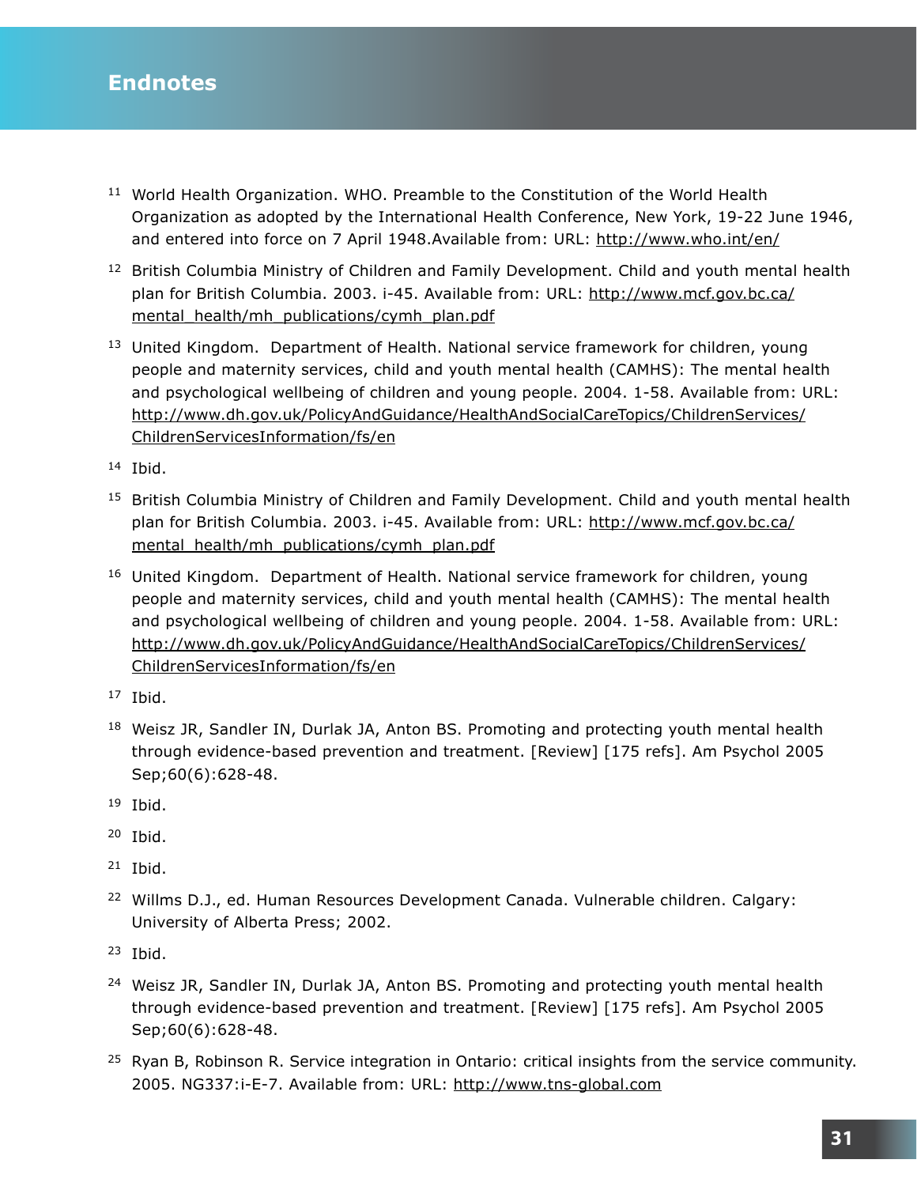## Endnotes

[11] World Health Organization. WHO. Preamble to the Constitution of the World Health Organization as adopted by the International Health Conference, New York, 19-22 June 1946, and entered into force on 7 April 1948.Available from: URL: http://www.who.int/en/

[12] British Columbia Ministry of Children and Family Development. Child and youth mental health plan for British Columbia. 2003. i-45. Available from: URL: http://www.mcf.gov.bc.ca/mental_health/mh_publications/cymh_plan.pdf

[13] United Kingdom. Department of Health. National service framework for children, young people and maternity services, child and youth mental health (CAMHS): The mental health and psychological wellbeing of children and young people. 2004. 1-58. Available from: URL: http://www.dh.gov.uk/PolicyAndGuidance/HealthAndSocialCareTopics/ChildrenServices/ChildrenServicesInformation/fs/en

[14] Ibid.

[15] British Columbia Ministry of Children and Family Development. Child and youth mental health plan for British Columbia. 2003. i-45. Available from: URL: http://www.mcf.gov.bc.ca/mental_health/mh_publications/cymh_plan.pdf

[16] United Kingdom. Department of Health. National service framework for children, young people and maternity services, child and youth mental health (CAMHS): The mental health and psychological wellbeing of children and young people. 2004. 1-58. Available from: URL: http://www.dh.gov.uk/PolicyAndGuidance/HealthAndSocialCareTopics/ChildrenServices/ChildrenServicesInformation/fs/en

[17] Ibid.

[18] Weisz JR, Sandler IN, Durlak JA, Anton BS. Promoting and protecting youth mental health through evidence-based prevention and treatment. [Review] [175 refs]. Am Psychol 2005 Sep;60(6):628-48.

[19] Ibid.

[20] Ibid.

[21] Ibid.

[22] Willms D.J., ed. Human Resources Development Canada. Vulnerable children. Calgary: University of Alberta Press; 2002.

[23] Ibid.

[24] Weisz JR, Sandler IN, Durlak JA, Anton BS. Promoting and protecting youth mental health through evidence-based prevention and treatment. [Review] [175 refs]. Am Psychol 2005 Sep;60(6):628-48.

[25] Ryan B, Robinson R. Service integration in Ontario: critical insights from the service community. 2005. NG337:i-E-7. Available from: URL: http://www.tns-global.com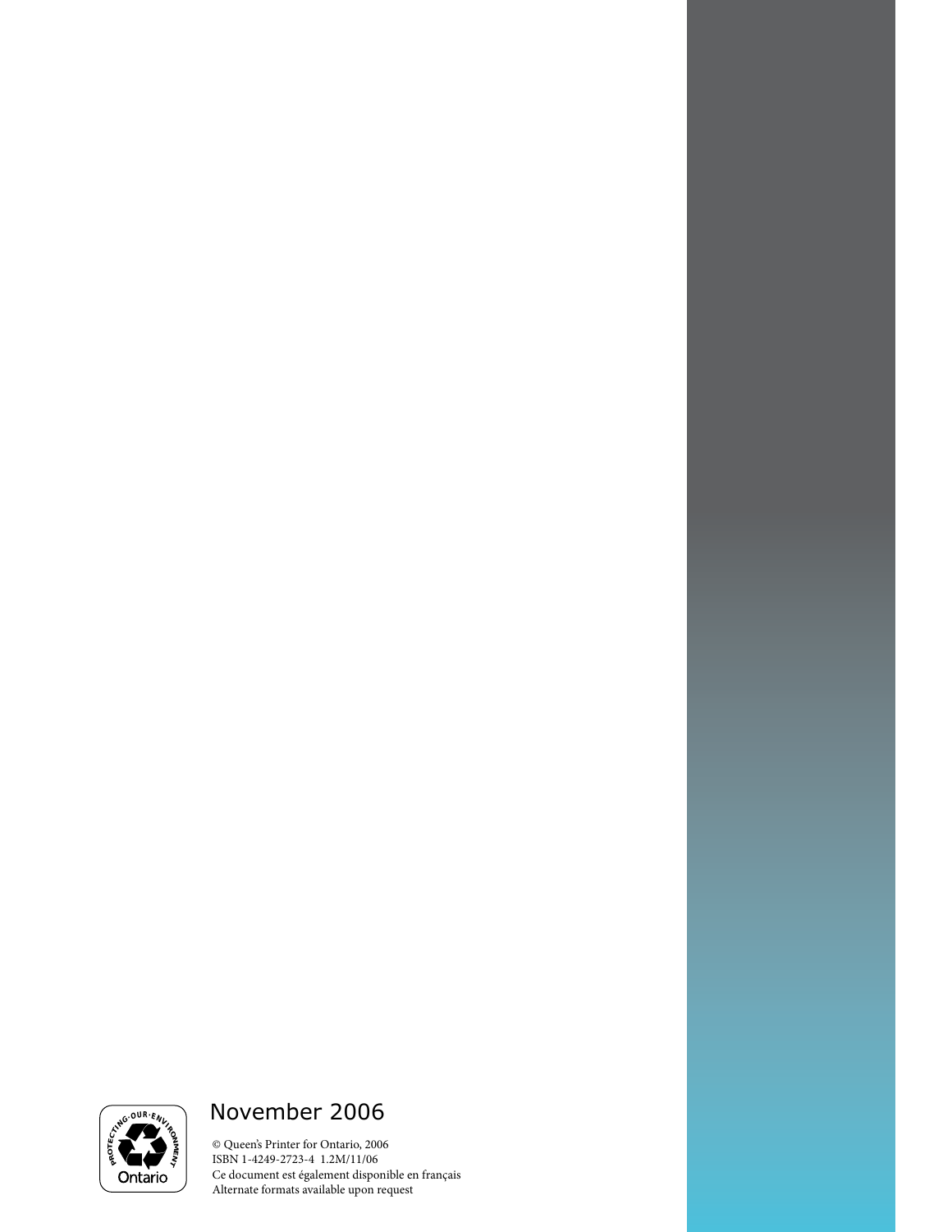November 2006

© Queen's Printer for Ontario, 2006
ISBN 1-4249-2723-4 1.2M/11/06
Ce document est également disponible en français
Alternate formats available upon request